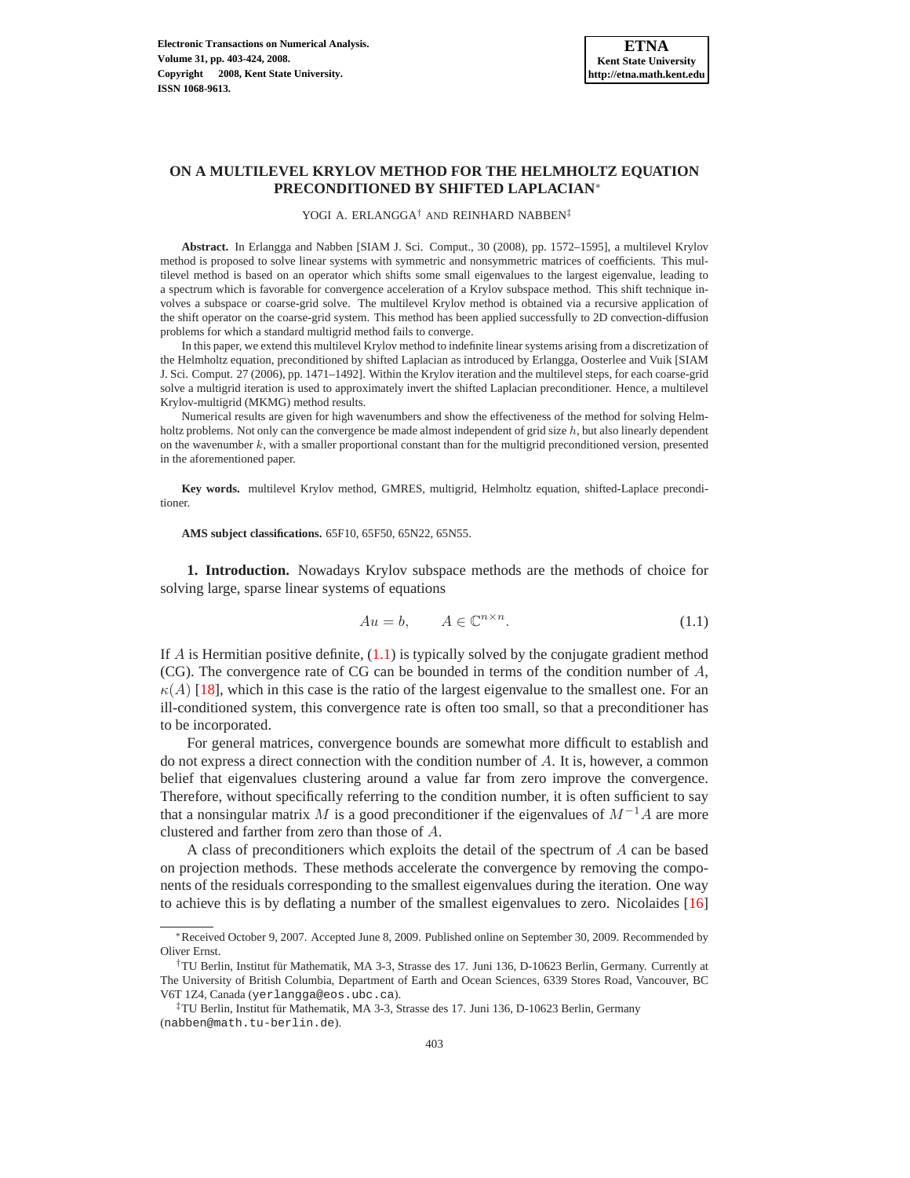# ON A MULTILEVEL KRYLOV METHOD FOR THE HELMHOLTZ EQUATION PRECONDITIONED BY SHIFTED LAPLACIAN[*]

YOGI A. ERLANGGA[†] AND REINHARD NABBEN[‡]

**Abstract.** In Erlangga and Nabben [SIAM J. Sci. Comput., 30 (2008), pp. 1572–1595], a multilevel Krylov method is proposed to solve linear systems with symmetric and nonsymmetric matrices of coefficients. This multilevel method is based on an operator which shifts some small eigenvalues to the largest eigenvalue, leading to a spectrum which is favorable for convergence acceleration of a Krylov subspace method. This shift technique involves a subspace or coarse-grid solve. The multilevel Krylov method is obtained via a recursive application of the shift operator on the coarse-grid system. This method has been applied successfully to 2D convection-diffusion problems for which a standard multigrid method fails to converge.

In this paper, we extend this multilevel Krylov method to indefinite linear systems arising from a discretization of the Helmholtz equation, preconditioned by shifted Laplacian as introduced by Erlangga, Oosterlee and Vuik [SIAM J. Sci. Comput. 27 (2006), pp. 1471–1492]. Within the Krylov iteration and the multilevel steps, for each coarse-grid solve a multigrid iteration is used to approximately invert the shifted Laplacian preconditioner. Hence, a multilevel Krylov-multigrid (MKMG) method results.

Numerical results are given for high wavenumbers and show the effectiveness of the method for solving Helmholtz problems. Not only can the convergence be made almost independent of grid size $h$, but also linearly dependent on the wavenumber $k$, with a smaller proportional constant than for the multigrid preconditioned version, presented in the aforementioned paper.

**Key words.** multilevel Krylov method, GMRES, multigrid, Helmholtz equation, shifted-Laplace preconditioner.

**AMS subject classifications.** 65F10, 65F50, 65N22, 65N55.

## 1. Introduction.

Nowadays Krylov subspace methods are the methods of choice for solving large, sparse linear systems of equations

$$Au = b, \qquad A \in \mathbb{C}^{n\times n}. \tag{1.1}$$

If $A$ is Hermitian positive definite, (1.1) is typically solved by the conjugate gradient method (CG). The convergence rate of CG can be bounded in terms of the condition number of $A$, $\kappa(A)$ [18], which in this case is the ratio of the largest eigenvalue to the smallest one. For an ill-conditioned system, this convergence rate is often too small, so that a preconditioner has to be incorporated.

For general matrices, convergence bounds are somewhat more difficult to establish and do not express a direct connection with the condition number of $A$. It is, however, a common belief that eigenvalues clustering around a value far from zero improve the convergence. Therefore, without specifically referring to the condition number, it is often sufficient to say that a nonsingular matrix $M$ is a good preconditioner if the eigenvalues of $M^{-1}A$ are more clustered and farther from zero than those of $A$.

A class of preconditioners which exploits the detail of the spectrum of $A$ can be based on projection methods. These methods accelerate the convergence by removing the components of the residuals corresponding to the smallest eigenvalues during the iteration. One way to achieve this is by deflating a number of the smallest eigenvalues to zero. Nicolaides [16]

---

[*] Received October 9, 2007. Accepted June 8, 2009. Published online on September 30, 2009. Recommended by Oliver Ernst.

[†] TU Berlin, Institut für Mathematik, MA 3-3, Strasse des 17. Juni 136, D-10623 Berlin, Germany. Currently at The University of British Columbia, Department of Earth and Ocean Sciences, 6339 Stores Road, Vancouver, BC V6T 1Z4, Canada (yerlangga@eos.ubc.ca).

[‡] TU Berlin, Institut für Mathematik, MA 3-3, Strasse des 17. Juni 136, D-10623 Berlin, Germany (nabben@math.tu-berlin.de).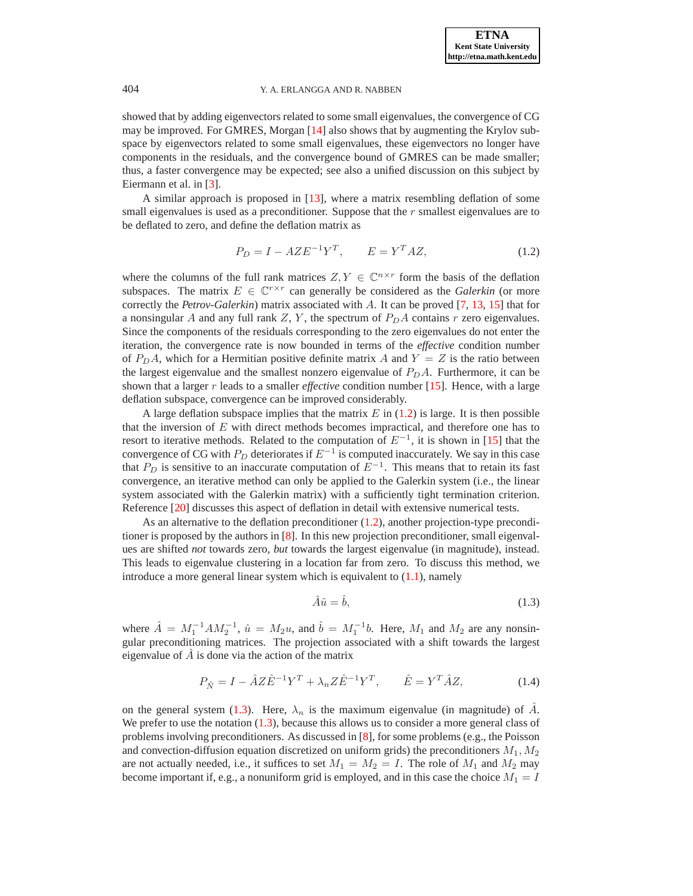showed that by adding eigenvectors related to some small eigenvalues, the convergence of CG may be improved. For GMRES, Morgan [14] also shows that by augmenting the Krylov subspace by eigenvectors related to some small eigenvalues, these eigenvectors no longer have components in the residuals, and the convergence bound of GMRES can be made smaller; thus, a faster convergence may be expected; see also a unified discussion on this subject by Eiermann et al. in [3].

A similar approach is proposed in [13], where a matrix resembling deflation of some small eigenvalues is used as a preconditioner. Suppose that the $r$ smallest eigenvalues are to be deflated to zero, and define the deflation matrix as

$$P_D = I - AZE^{-1}Y^T, \qquad E = Y^T AZ, \tag{1.2}$$

where the columns of the full rank matrices $Z, Y \in \mathbb{C}^{n \times r}$ form the basis of the deflation subspaces. The matrix $E \in \mathbb{C}^{r \times r}$ can generally be considered as the *Galerkin* (or more correctly the *Petrov-Galerkin*) matrix associated with $A$. It can be proved [7, 13, 15] that for a nonsingular $A$ and any full rank $Z$, $Y$, the spectrum of $P_D A$ contains $r$ zero eigenvalues. Since the components of the residuals corresponding to the zero eigenvalues do not enter the iteration, the convergence rate is now bounded in terms of the *effective* condition number of $P_D A$, which for a Hermitian positive definite matrix $A$ and $Y = Z$ is the ratio between the largest eigenvalue and the smallest nonzero eigenvalue of $P_D A$. Furthermore, it can be shown that a larger $r$ leads to a smaller *effective* condition number [15]. Hence, with a large deflation subspace, convergence can be improved considerably.

A large deflation subspace implies that the matrix $E$ in (1.2) is large. It is then possible that the inversion of $E$ with direct methods becomes impractical, and therefore one has to resort to iterative methods. Related to the computation of $E^{-1}$, it is shown in [15] that the convergence of CG with $P_D$ deteriorates if $E^{-1}$ is computed inaccurately. We say in this case that $P_D$ is sensitive to an inaccurate computation of $E^{-1}$. This means that to retain its fast convergence, an iterative method can only be applied to the Galerkin system (i.e., the linear system associated with the Galerkin matrix) with a sufficiently tight termination criterion. Reference [20] discusses this aspect of deflation in detail with extensive numerical tests.

As an alternative to the deflation preconditioner (1.2), another projection-type preconditioner is proposed by the authors in [8]. In this new projection preconditioner, small eigenvalues are shifted *not* towards zero, *but* towards the largest eigenvalue (in magnitude), instead. This leads to eigenvalue clustering in a location far from zero. To discuss this method, we introduce a more general linear system which is equivalent to (1.1), namely

$$\hat{A}\hat{u} = \hat{b}, \tag{1.3}$$

where $\hat{A} = M_1^{-1} A M_2^{-1}$, $\hat{u} = M_2 u$, and $\hat{b} = M_1^{-1} b$. Here, $M_1$ and $M_2$ are any nonsingular preconditioning matrices. The projection associated with a shift towards the largest eigenvalue of $\hat{A}$ is done via the action of the matrix

$$P_{\hat{N}} = I - \hat{A}Z\hat{E}^{-1}Y^T + \lambda_n Z\hat{E}^{-1}Y^T, \qquad \hat{E} = Y^T \hat{A} Z, \tag{1.4}$$

on the general system (1.3). Here, $\lambda_n$ is the maximum eigenvalue (in magnitude) of $\hat{A}$. We prefer to use the notation (1.3), because this allows us to consider a more general class of problems involving preconditioners. As discussed in [8], for some problems (e.g., the Poisson and convection-diffusion equation discretized on uniform grids) the preconditioners $M_1, M_2$ are not actually needed, i.e., it suffices to set $M_1 = M_2 = I$. The role of $M_1$ and $M_2$ may become important if, e.g., a nonuniform grid is employed, and in this case the choice $M_1 = I$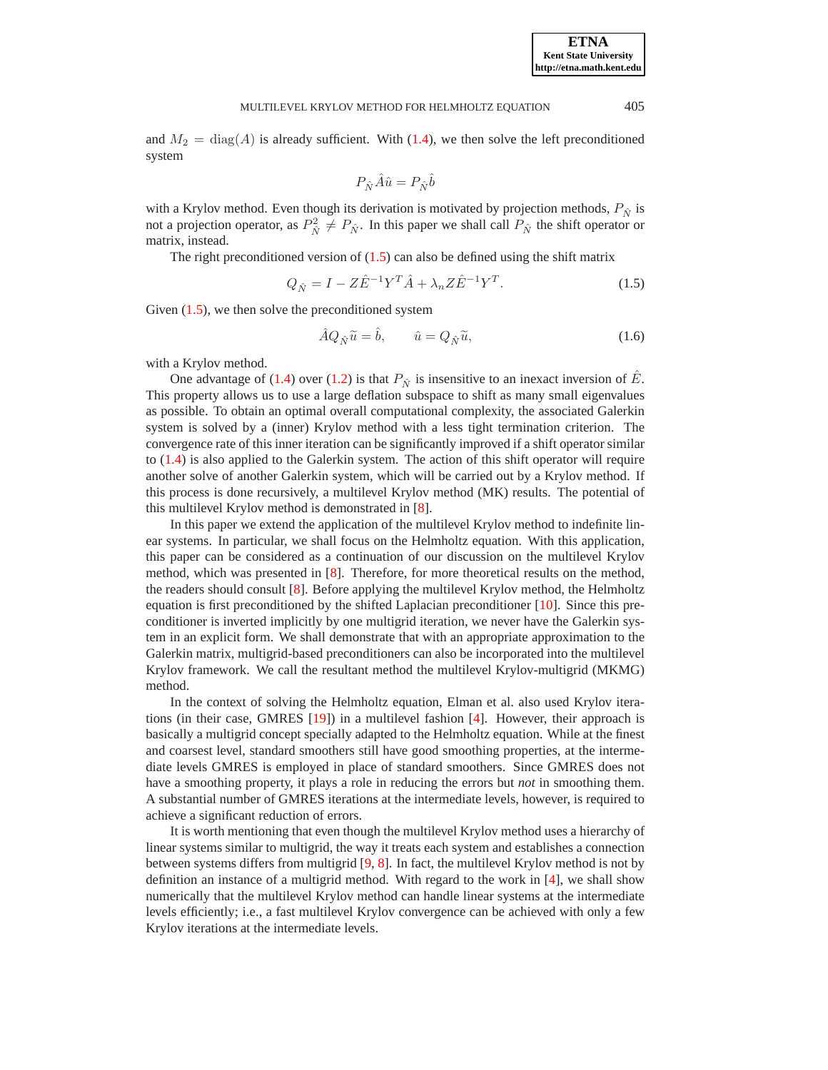and $M_2 = \text{diag}(A)$ is already sufficient. With (1.4), we then solve the left preconditioned system

$$P_{\hat{N}} \hat{A} \hat{u} = P_{\hat{N}} \hat{b}$$

with a Krylov method. Even though its derivation is motivated by projection methods, $P_{\hat{N}}$ is not a projection operator, as $P_{\hat{N}}^2 \neq P_{\hat{N}}$. In this paper we shall call $P_{\hat{N}}$ the shift operator or matrix, instead.

The right preconditioned version of (1.5) can also be defined using the shift matrix

$$Q_{\hat{N}} = I - Z\hat{E}^{-1}Y^T\hat{A} + \lambda_n Z\hat{E}^{-1}Y^T. \tag{1.5}$$

Given (1.5), we then solve the preconditioned system

$$\hat{A}Q_{\hat{N}}\widetilde{u} = \hat{b}, \qquad \hat{u} = Q_{\hat{N}}\widetilde{u}, \tag{1.6}$$

with a Krylov method.

One advantage of (1.4) over (1.2) is that $P_{\hat{N}}$ is insensitive to an inexact inversion of $\hat{E}$. This property allows us to use a large deflation subspace to shift as many small eigenvalues as possible. To obtain an optimal overall computational complexity, the associated Galerkin system is solved by a (inner) Krylov method with a less tight termination criterion. The convergence rate of this inner iteration can be significantly improved if a shift operator similar to (1.4) is also applied to the Galerkin system. The action of this shift operator will require another solve of another Galerkin system, which will be carried out by a Krylov method. If this process is done recursively, a multilevel Krylov method (MK) results. The potential of this multilevel Krylov method is demonstrated in [8].

In this paper we extend the application of the multilevel Krylov method to indefinite linear systems. In particular, we shall focus on the Helmholtz equation. With this application, this paper can be considered as a continuation of our discussion on the multilevel Krylov method, which was presented in [8]. Therefore, for more theoretical results on the method, the readers should consult [8]. Before applying the multilevel Krylov method, the Helmholtz equation is first preconditioned by the shifted Laplacian preconditioner [10]. Since this preconditioner is inverted implicitly by one multigrid iteration, we never have the Galerkin system in an explicit form. We shall demonstrate that with an appropriate approximation to the Galerkin matrix, multigrid-based preconditioners can also be incorporated into the multilevel Krylov framework. We call the resultant method the multilevel Krylov-multigrid (MKMG) method.

In the context of solving the Helmholtz equation, Elman et al. also used Krylov iterations (in their case, GMRES [19]) in a multilevel fashion [4]. However, their approach is basically a multigrid concept specially adapted to the Helmholtz equation. While at the finest and coarsest level, standard smoothers still have good smoothing properties, at the intermediate levels GMRES is employed in place of standard smoothers. Since GMRES does not have a smoothing property, it plays a role in reducing the errors but *not* in smoothing them. A substantial number of GMRES iterations at the intermediate levels, however, is required to achieve a significant reduction of errors.

It is worth mentioning that even though the multilevel Krylov method uses a hierarchy of linear systems similar to multigrid, the way it treats each system and establishes a connection between systems differs from multigrid [9, 8]. In fact, the multilevel Krylov method is not by definition an instance of a multigrid method. With regard to the work in [4], we shall show numerically that the multilevel Krylov method can handle linear systems at the intermediate levels efficiently; i.e., a fast multilevel Krylov convergence can be achieved with only a few Krylov iterations at the intermediate levels.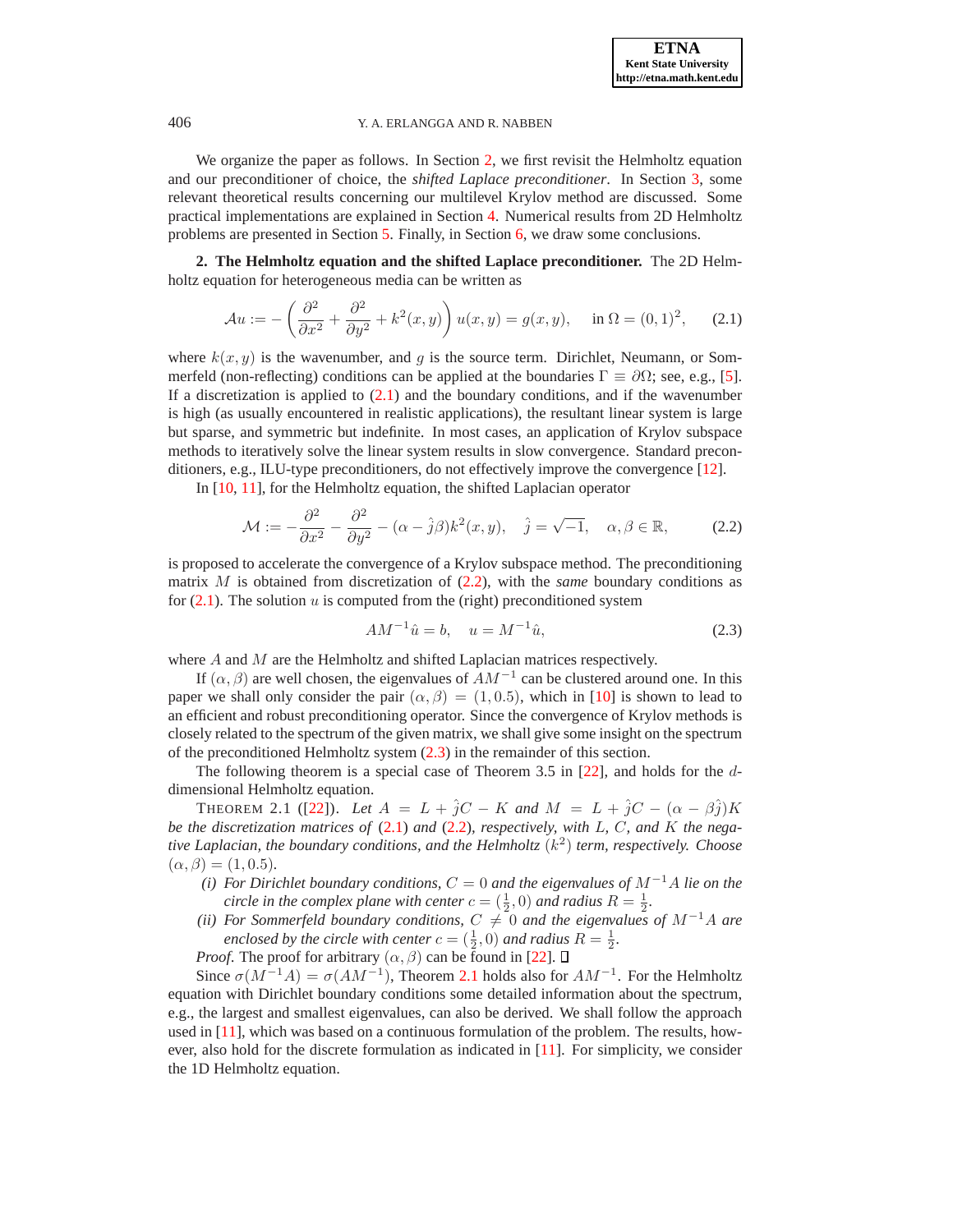We organize the paper as follows. In Section 2, we first revisit the Helmholtz equation and our preconditioner of choice, the *shifted Laplace preconditioner*. In Section 3, some relevant theoretical results concerning our multilevel Krylov method are discussed. Some practical implementations are explained in Section 4. Numerical results from 2D Helmholtz problems are presented in Section 5. Finally, in Section 6, we draw some conclusions.

## 2. The Helmholtz equation and the shifted Laplace preconditioner.

The 2D Helmholtz equation for heterogeneous media can be written as

$$\mathcal{A}u := -\left(\frac{\partial^2}{\partial x^2} + \frac{\partial^2}{\partial y^2} + k^2(x,y)\right) u(x,y) = g(x,y), \quad \text{in } \Omega = (0,1)^2, \tag{2.1}$$

where $k(x,y)$ is the wavenumber, and $g$ is the source term. Dirichlet, Neumann, or Sommerfeld (non-reflecting) conditions can be applied at the boundaries $\Gamma \equiv \partial\Omega$; see, e.g., [5]. If a discretization is applied to (2.1) and the boundary conditions, and if the wavenumber is high (as usually encountered in realistic applications), the resultant linear system is large but sparse, and symmetric but indefinite. In most cases, an application of Krylov subspace methods to iteratively solve the linear system results in slow convergence. Standard preconditioners, e.g., ILU-type preconditioners, do not effectively improve the convergence [12].

In [10, 11], for the Helmholtz equation, the shifted Laplacian operator

$$\mathcal{M} := -\frac{\partial^2}{\partial x^2} - \frac{\partial^2}{\partial y^2} - (\alpha - \hat{j}\beta)k^2(x,y), \quad \hat{j} = \sqrt{-1}, \quad \alpha, \beta \in \mathbb{R}, \tag{2.2}$$

is proposed to accelerate the convergence of a Krylov subspace method. The preconditioning matrix $M$ is obtained from discretization of (2.2), with the *same* boundary conditions as for (2.1). The solution $u$ is computed from the (right) preconditioned system

$$AM^{-1}\hat{u} = b, \quad u = M^{-1}\hat{u}, \tag{2.3}$$

where $A$ and $M$ are the Helmholtz and shifted Laplacian matrices respectively.

If $(\alpha, \beta)$ are well chosen, the eigenvalues of $AM^{-1}$ can be clustered around one. In this paper we shall only consider the pair $(\alpha, \beta) = (1, 0.5)$, which in [10] is shown to lead to an efficient and robust preconditioning operator. Since the convergence of Krylov methods is closely related to the spectrum of the given matrix, we shall give some insight on the spectrum of the preconditioned Helmholtz system (2.3) in the remainder of this section.

The following theorem is a special case of Theorem 3.5 in [22], and holds for the $d$-dimensional Helmholtz equation.

THEOREM 2.1 ([22]). *Let $A = L + \hat{j}C - K$ and $M = L + \hat{j}C - (\alpha - \beta\hat{j})K$ be the discretization matrices of (2.1) and (2.2), respectively, with $L$, $C$, and $K$ the negative Laplacian, the boundary conditions, and the Helmholtz ($k^2$) term, respectively. Choose $(\alpha, \beta) = (1, 0.5)$.*

- *(i) For Dirichlet boundary conditions, $C = 0$ and the eigenvalues of $M^{-1}A$ lie on the circle in the complex plane with center $c = (\frac{1}{2}, 0)$ and radius $R = \frac{1}{2}$.*
- *(ii) For Sommerfeld boundary conditions, $C \neq 0$ and the eigenvalues of $M^{-1}A$ are enclosed by the circle with center $c = (\frac{1}{2}, 0)$ and radius $R = \frac{1}{2}$.*

*Proof.* The proof for arbitrary $(\alpha, \beta)$ can be found in [22]. □

Since $\sigma(M^{-1}A) = \sigma(AM^{-1})$, Theorem 2.1 holds also for $AM^{-1}$. For the Helmholtz equation with Dirichlet boundary conditions some detailed information about the spectrum, e.g., the largest and smallest eigenvalues, can also be derived. We shall follow the approach used in [11], which was based on a continuous formulation of the problem. The results, however, also hold for the discrete formulation as indicated in [11]. For simplicity, we consider the 1D Helmholtz equation.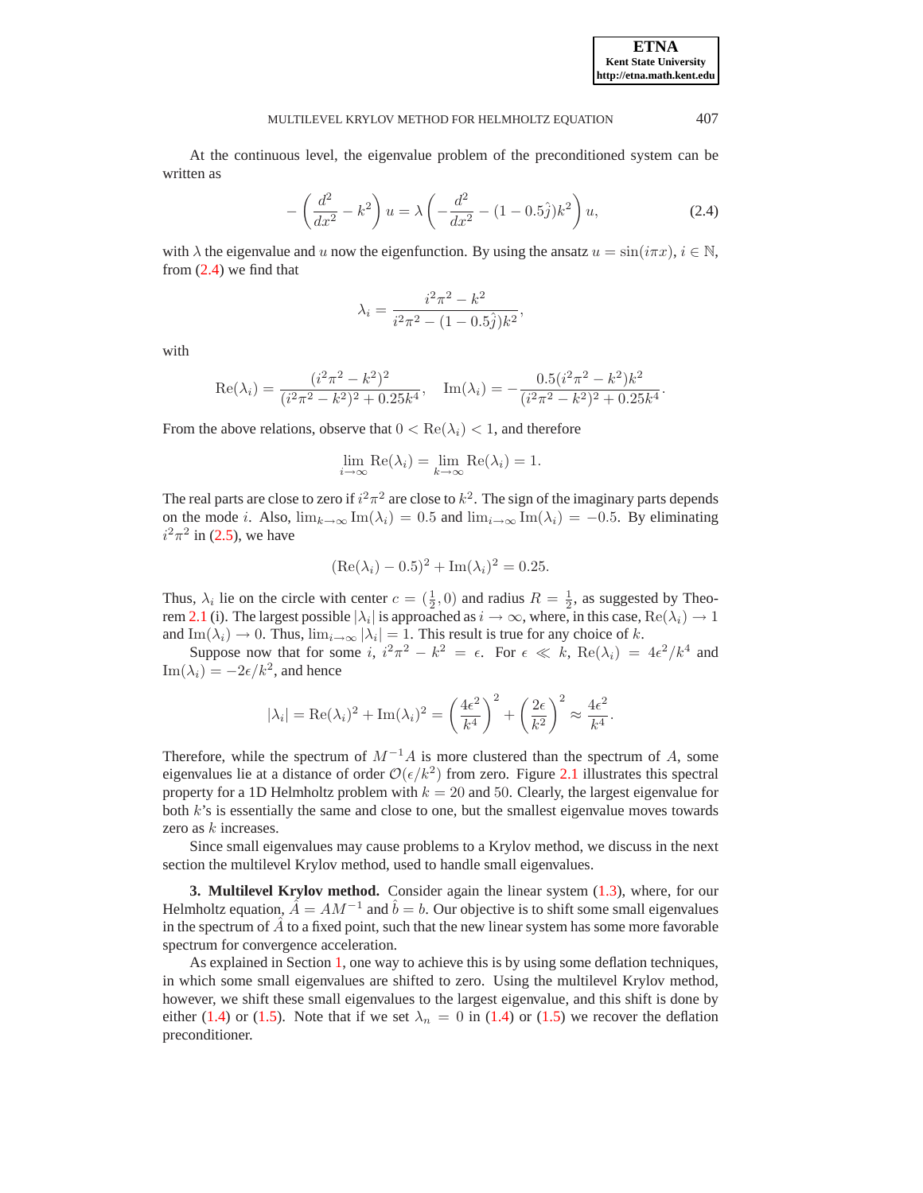At the continuous level, the eigenvalue problem of the preconditioned system can be written as

$$- \left( \frac{d^2}{dx^2} - k^2 \right) u = \lambda \left( -\frac{d^2}{dx^2} - (1 - 0.5\hat{j})k^2 \right) u, \tag{2.4}$$

with $\lambda$ the eigenvalue and $u$ now the eigenfunction. By using the ansatz $u = \sin(i\pi x)$, $i \in \mathbb{N}$, from (2.4) we find that

$$\lambda_i = \frac{i^2\pi^2 - k^2}{i^2\pi^2 - (1 - 0.5\hat{j})k^2},$$

with

$$\mathrm{Re}(\lambda_i) = \frac{(i^2\pi^2 - k^2)^2}{(i^2\pi^2 - k^2)^2 + 0.25k^4}, \quad \mathrm{Im}(\lambda_i) = -\frac{0.5(i^2\pi^2 - k^2)k^2}{(i^2\pi^2 - k^2)^2 + 0.25k^4}.$$

From the above relations, observe that $0 < \mathrm{Re}(\lambda_i) < 1$, and therefore

$$\lim_{i \to \infty} \mathrm{Re}(\lambda_i) = \lim_{k \to \infty} \mathrm{Re}(\lambda_i) = 1.$$

The real parts are close to zero if $i^2\pi^2$ are close to $k^2$. The sign of the imaginary parts depends on the mode $i$. Also, $\lim_{k\to\infty} \mathrm{Im}(\lambda_i) = 0.5$ and $\lim_{i\to\infty} \mathrm{Im}(\lambda_i) = -0.5$. By eliminating $i^2\pi^2$ in (2.5), we have

$$(\mathrm{Re}(\lambda_i) - 0.5)^2 + \mathrm{Im}(\lambda_i)^2 = 0.25.$$

Thus, $\lambda_i$ lie on the circle with center $c = (\frac{1}{2}, 0)$ and radius $R = \frac{1}{2}$, as suggested by Theorem 2.1 (i). The largest possible $|\lambda_i|$ is approached as $i \to \infty$, where, in this case, $\mathrm{Re}(\lambda_i) \to 1$ and $\mathrm{Im}(\lambda_i) \to 0$. Thus, $\lim_{i\to\infty} |\lambda_i| = 1$. This result is true for any choice of $k$.

Suppose now that for some $i$, $i^2\pi^2 - k^2 = \epsilon$. For $\epsilon \ll k$, $\mathrm{Re}(\lambda_i) = 4\epsilon^2/k^4$ and $\mathrm{Im}(\lambda_i) = -2\epsilon/k^2$, and hence

$$|\lambda_i| = \mathrm{Re}(\lambda_i)^2 + \mathrm{Im}(\lambda_i)^2 = \left(\frac{4\epsilon^2}{k^4}\right)^2 + \left(\frac{2\epsilon}{k^2}\right)^2 \approx \frac{4\epsilon^2}{k^4}.$$

Therefore, while the spectrum of $M^{-1}A$ is more clustered than the spectrum of $A$, some eigenvalues lie at a distance of order $\mathcal{O}(\epsilon/k^2)$ from zero. Figure 2.1 illustrates this spectral property for a 1D Helmholtz problem with $k = 20$ and $50$. Clearly, the largest eigenvalue for both $k$'s is essentially the same and close to one, but the smallest eigenvalue moves towards zero as $k$ increases.

Since small eigenvalues may cause problems to a Krylov method, we discuss in the next section the multilevel Krylov method, used to handle small eigenvalues.

## 3. Multilevel Krylov method.

Consider again the linear system (1.3), where, for our Helmholtz equation, $\hat{A} = AM^{-1}$ and $\hat{b} = b$. Our objective is to shift some small eigenvalues in the spectrum of $\hat{A}$ to a fixed point, such that the new linear system has some more favorable spectrum for convergence acceleration.

As explained in Section 1, one way to achieve this is by using some deflation techniques, in which some small eigenvalues are shifted to zero. Using the multilevel Krylov method, however, we shift these small eigenvalues to the largest eigenvalue, and this shift is done by either (1.4) or (1.5). Note that if we set $\lambda_n = 0$ in (1.4) or (1.5) we recover the deflation preconditioner.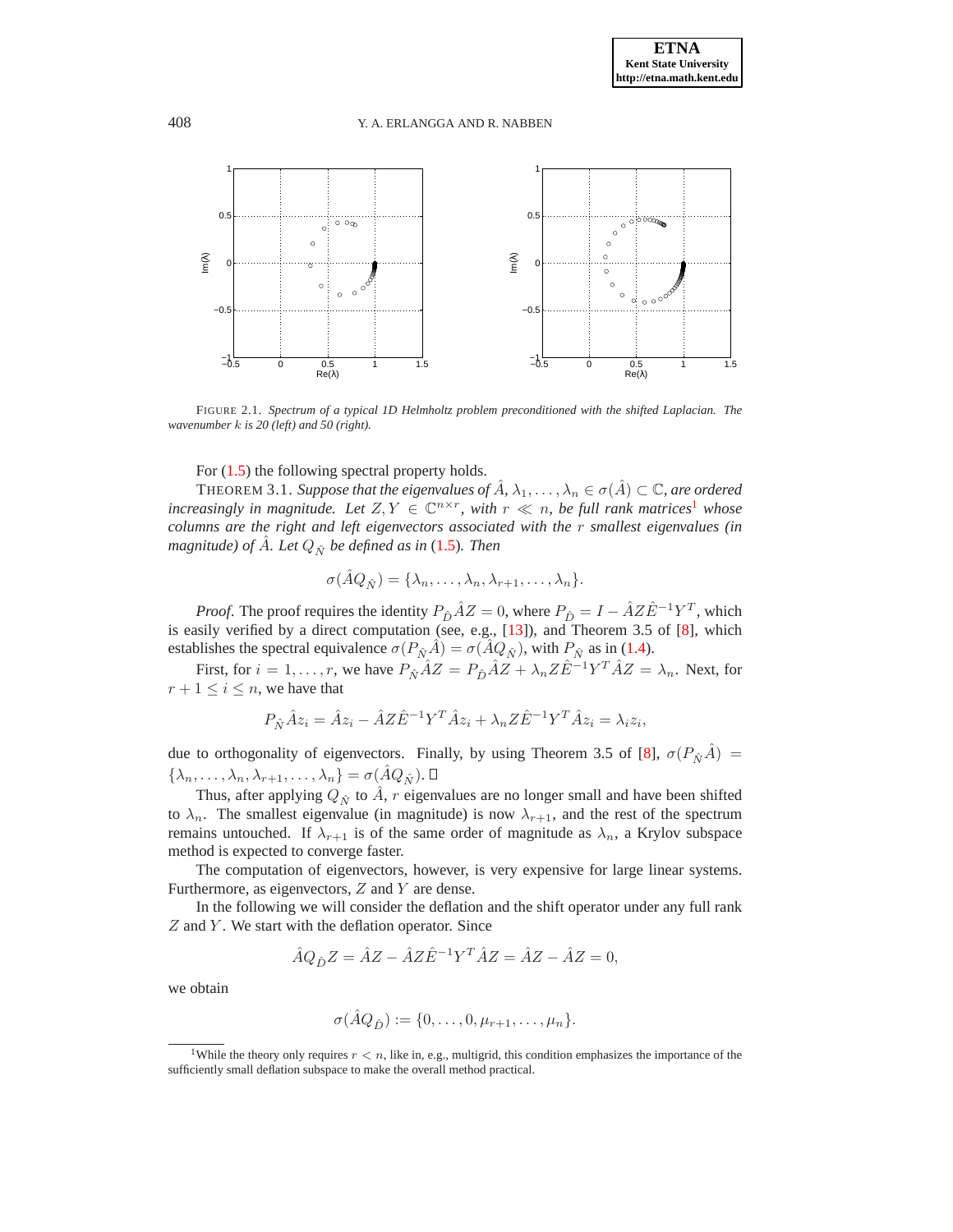FIGURE 2.1. *Spectrum of a typical 1D Helmholtz problem preconditioned with the shifted Laplacian. The wavenumber $k$ is 20 (left) and 50 (right).*

For (1.5) the following spectral property holds.

THEOREM 3.1. *Suppose that the eigenvalues of $\hat{A}$, $\lambda_1, \ldots, \lambda_n \in \sigma(\hat{A}) \subset \mathbb{C}$, are ordered increasingly in magnitude. Let $Z, Y \in \mathbb{C}^{n \times r}$, with $r \ll n$, be full rank matrices*[1] *whose columns are the right and left eigenvectors associated with the $r$ smallest eigenvalues (in magnitude) of $\hat{A}$. Let $Q_{\hat{N}}$ be defined as in* (1.5)*. Then*

$$\sigma(\hat{A}Q_{\hat{N}}) = \{\lambda_n, \ldots, \lambda_n, \lambda_{r+1}, \ldots, \lambda_n\}.$$

*Proof.* The proof requires the identity $P_{\hat{D}}\hat{A}Z = 0$, where $P_{\hat{D}} = I - \hat{A}Z\hat{E}^{-1}Y^T$, which is easily verified by a direct computation (see, e.g., [13]), and Theorem 3.5 of [8], which establishes the spectral equivalence $\sigma(P_{\hat{N}}\hat{A}) = \sigma(\hat{A}Q_{\hat{N}})$, with $P_{\hat{N}}$ as in (1.4).

First, for $i = 1, \ldots, r$, we have $P_{\hat{N}}\hat{A}Z = P_{\hat{D}}\hat{A}Z + \lambda_n Z\hat{E}^{-1}Y^T\hat{A}Z = \lambda_n$. Next, for $r+1 \le i \le n$, we have that

$$P_{\hat{N}}\hat{A}z_i = \hat{A}z_i - \hat{A}Z\hat{E}^{-1}Y^T\hat{A}z_i + \lambda_n Z\hat{E}^{-1}Y^T\hat{A}z_i = \lambda_i z_i,$$

due to orthogonality of eigenvectors. Finally, by using Theorem 3.5 of [8], $\sigma(P_{\hat{N}}\hat{A}) = \{\lambda_n, \ldots, \lambda_n, \lambda_{r+1}, \ldots, \lambda_n\} = \sigma(\hat{A}Q_{\hat{N}})$. □

Thus, after applying $Q_{\hat{N}}$ to $\hat{A}$, $r$ eigenvalues are no longer small and have been shifted to $\lambda_n$. The smallest eigenvalue (in magnitude) is now $\lambda_{r+1}$, and the rest of the spectrum remains untouched. If $\lambda_{r+1}$ is of the same order of magnitude as $\lambda_n$, a Krylov subspace method is expected to converge faster.

The computation of eigenvectors, however, is very expensive for large linear systems. Furthermore, as eigenvectors, $Z$ and $Y$ are dense.

In the following we will consider the deflation and the shift operator under any full rank $Z$ and $Y$. We start with the deflation operator. Since

$$\hat{A}Q_{\hat{D}}Z = \hat{A}Z - \hat{A}Z\hat{E}^{-1}Y^T\hat{A}Z = \hat{A}Z - \hat{A}Z = 0,$$

we obtain

$$\sigma(\hat{A}Q_{\hat{D}}) := \{0, \ldots, 0, \mu_{r+1}, \ldots, \mu_n\}.$$

[1] While the theory only requires $r < n$, like in, e.g., multigrid, this condition emphasizes the importance of the sufficiently small deflation subspace to make the overall method practical.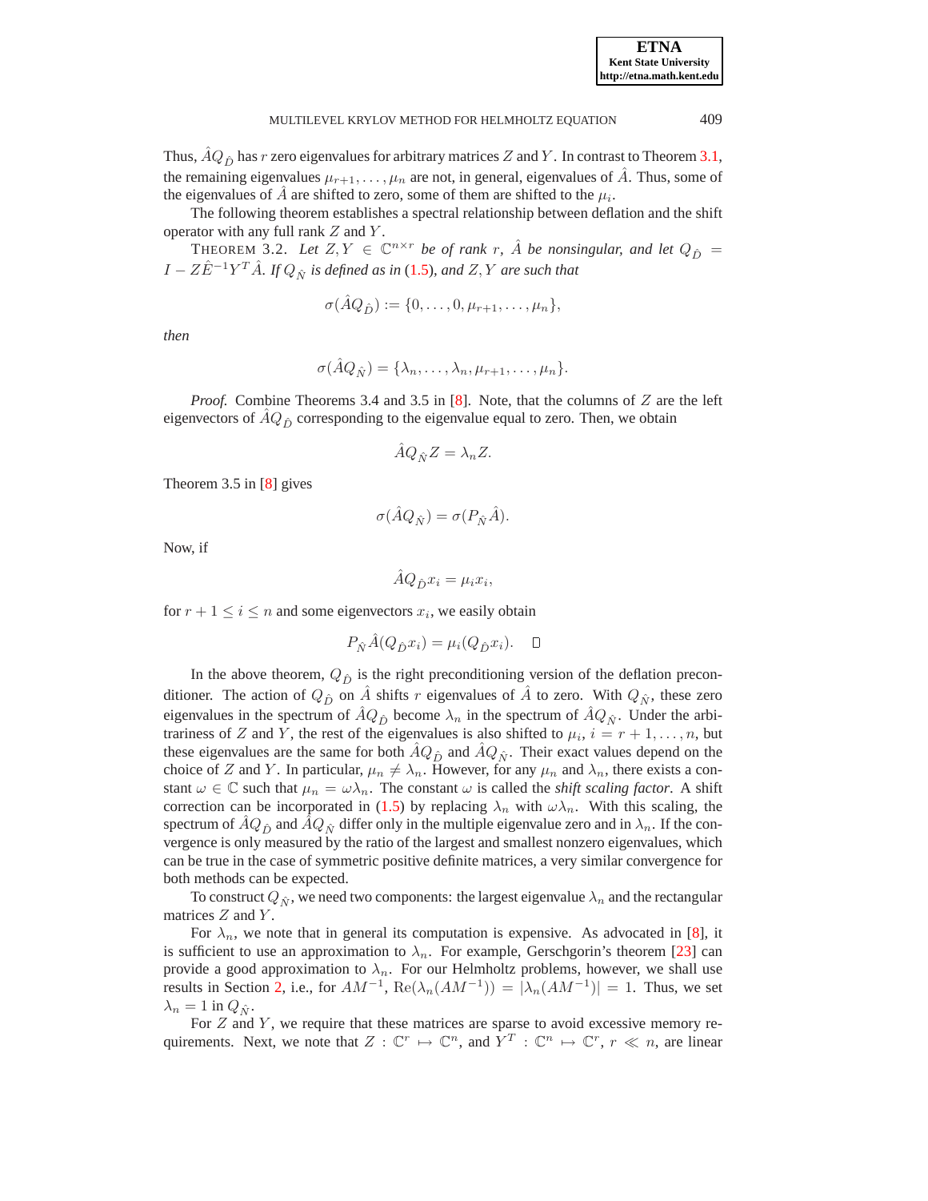Thus, $\hat{A}Q_{\hat{D}}$ has $r$ zero eigenvalues for arbitrary matrices $Z$ and $Y$. In contrast to Theorem 3.1, the remaining eigenvalues $\mu_{r+1}, \ldots, \mu_n$ are not, in general, eigenvalues of $\hat{A}$. Thus, some of the eigenvalues of $\hat{A}$ are shifted to zero, some of them are shifted to the $\mu_i$.

The following theorem establishes a spectral relationship between deflation and the shift operator with any full rank $Z$ and $Y$.

THEOREM 3.2. *Let $Z, Y \in \mathbb{C}^{n \times r}$ be of rank $r$, $\hat{A}$ be nonsingular, and let $Q_{\hat{D}} = I - Z\hat{E}^{-1}Y^T\hat{A}$. If $Q_{\hat{N}}$ is defined as in (1.5), and $Z, Y$ are such that*

$$\sigma(\hat{A}Q_{\hat{D}}) := \{0, \ldots, 0, \mu_{r+1}, \ldots, \mu_n\},$$

*then*

$$\sigma(\hat{A}Q_{\hat{N}}) = \{\lambda_n, \ldots, \lambda_n, \mu_{r+1}, \ldots, \mu_n\}.$$

*Proof.* Combine Theorems 3.4 and 3.5 in [8]. Note, that the columns of $Z$ are the left eigenvectors of $\hat{A}Q_{\hat{D}}$ corresponding to the eigenvalue equal to zero. Then, we obtain

$$\hat{A}Q_{\hat{N}}Z = \lambda_n Z.$$

Theorem 3.5 in [8] gives

$$\sigma(\hat{A}Q_{\hat{N}}) = \sigma(P_{\hat{N}}\hat{A}).$$

Now, if

$$\hat{A}Q_{\hat{D}}x_i = \mu_i x_i,$$

for $r+1 \leq i \leq n$ and some eigenvectors $x_i$, we easily obtain

$$P_{\hat{N}}\hat{A}(Q_{\hat{D}}x_i) = \mu_i(Q_{\hat{D}}x_i). \quad \square$$

In the above theorem, $Q_{\hat{D}}$ is the right preconditioning version of the deflation preconditioner. The action of $Q_{\hat{D}}$ on $\hat{A}$ shifts $r$ eigenvalues of $\hat{A}$ to zero. With $Q_{\hat{N}}$, these zero eigenvalues in the spectrum of $\hat{A}Q_{\hat{D}}$ become $\lambda_n$ in the spectrum of $\hat{A}Q_{\hat{N}}$. Under the arbitrariness of $Z$ and $Y$, the rest of the eigenvalues is also shifted to $\mu_i$, $i = r+1, \ldots, n$, but these eigenvalues are the same for both $\hat{A}Q_{\hat{D}}$ and $\hat{A}Q_{\hat{N}}$. Their exact values depend on the choice of $Z$ and $Y$. In particular, $\mu_n \neq \lambda_n$. However, for any $\mu_n$ and $\lambda_n$, there exists a constant $\omega \in \mathbb{C}$ such that $\mu_n = \omega\lambda_n$. The constant $\omega$ is called the *shift scaling factor*. A shift correction can be incorporated in (1.5) by replacing $\lambda_n$ with $\omega\lambda_n$. With this scaling, the spectrum of $\hat{A}Q_{\hat{D}}$ and $\hat{A}Q_{\hat{N}}$ differ only in the multiple eigenvalue zero and in $\lambda_n$. If the convergence is only measured by the ratio of the largest and smallest nonzero eigenvalues, which can be true in the case of symmetric positive definite matrices, a very similar convergence for both methods can be expected.

To construct $Q_{\hat{N}}$, we need two components: the largest eigenvalue $\lambda_n$ and the rectangular matrices $Z$ and $Y$.

For $\lambda_n$, we note that in general its computation is expensive. As advocated in [8], it is sufficient to use an approximation to $\lambda_n$. For example, Gerschgorin's theorem [23] can provide a good approximation to $\lambda_n$. For our Helmholtz problems, however, we shall use results in Section 2, i.e., for $AM^{-1}$, $\text{Re}(\lambda_n(AM^{-1})) = |\lambda_n(AM^{-1})| = 1$. Thus, we set $\lambda_n = 1$ in $Q_{\hat{N}}$.

For $Z$ and $Y$, we require that these matrices are sparse to avoid excessive memory requirements. Next, we note that $Z : \mathbb{C}^r \mapsto \mathbb{C}^n$, and $Y^T : \mathbb{C}^n \mapsto \mathbb{C}^r$, $r \ll n$, are linear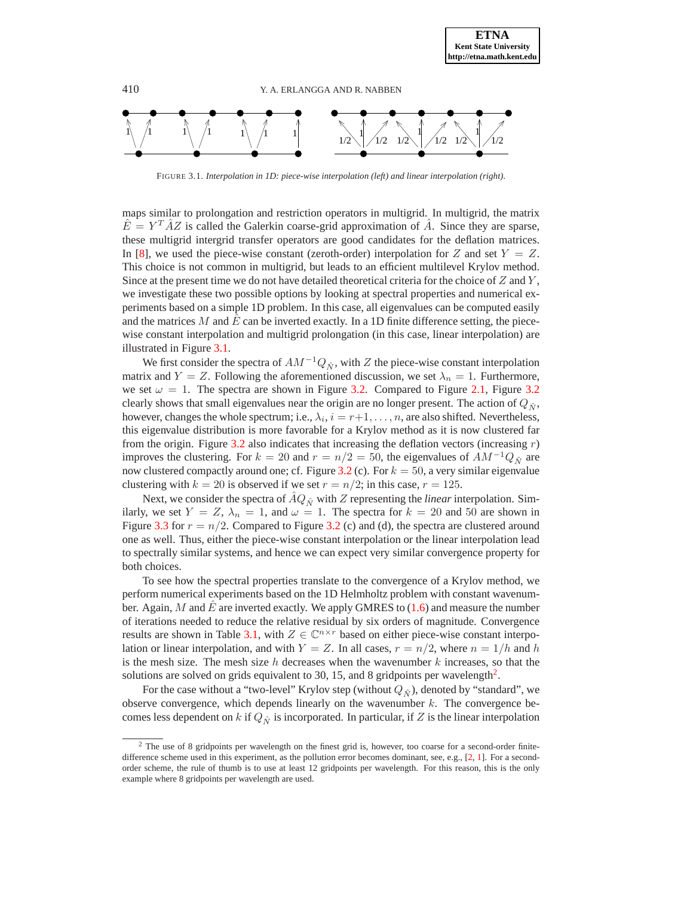FIGURE 3.1. *Interpolation in 1D: piece-wise interpolation (left) and linear interpolation (right).*

maps similar to prolongation and restriction operators in multigrid. In multigrid, the matrix $\hat{E} = Y^T \hat{A} Z$ is called the Galerkin coarse-grid approximation of $\hat{A}$. Since they are sparse, these multigrid intergrid transfer operators are good candidates for the deflation matrices. In [8], we used the piece-wise constant (zeroth-order) interpolation for $Z$ and set $Y = Z$. This choice is not common in multigrid, but leads to an efficient multilevel Krylov method. Since at the present time we do not have detailed theoretical criteria for the choice of $Z$ and $Y$, we investigate these two possible options by looking at spectral properties and numerical experiments based on a simple 1D problem. In this case, all eigenvalues can be computed easily and the matrices $M$ and $\hat{E}$ can be inverted exactly. In a 1D finite difference setting, the piece-wise constant interpolation and multigrid prolongation (in this case, linear interpolation) are illustrated in Figure 3.1.

We first consider the spectra of $AM^{-1}Q_{\hat{N}}$, with $Z$ the piece-wise constant interpolation matrix and $Y = Z$. Following the aforementioned discussion, we set $\lambda_n = 1$. Furthermore, we set $\omega = 1$. The spectra are shown in Figure 3.2. Compared to Figure 2.1, Figure 3.2 clearly shows that small eigenvalues near the origin are no longer present. The action of $Q_{\hat{N}}$, however, changes the whole spectrum; i.e., $\lambda_i$, $i = r+1, \ldots, n$, are also shifted. Nevertheless, this eigenvalue distribution is more favorable for a Krylov method as it is now clustered far from the origin. Figure 3.2 also indicates that increasing the deflation vectors (increasing $r$) improves the clustering. For $k = 20$ and $r = n/2 = 50$, the eigenvalues of $AM^{-1}Q_{\hat{N}}$ are now clustered compactly around one; cf. Figure 3.2 (c). For $k = 50$, a very similar eigenvalue clustering with $k = 20$ is observed if we set $r = n/2$; in this case, $r = 125$.

Next, we consider the spectra of $\hat{A}Q_{\hat{N}}$ with $Z$ representing the *linear* interpolation. Similarly, we set $Y = Z$, $\lambda_n = 1$, and $\omega = 1$. The spectra for $k = 20$ and 50 are shown in Figure 3.3 for $r = n/2$. Compared to Figure 3.2 (c) and (d), the spectra are clustered around one as well. Thus, either the piece-wise constant interpolation or the linear interpolation lead to spectrally similar systems, and hence we can expect very similar convergence property for both choices.

To see how the spectral properties translate to the convergence of a Krylov method, we perform numerical experiments based on the 1D Helmholtz problem with constant wavenumber. Again, $M$ and $\hat{E}$ are inverted exactly. We apply GMRES to (1.6) and measure the number of iterations needed to reduce the relative residual by six orders of magnitude. Convergence results are shown in Table 3.1, with $Z \in \mathbb{C}^{n \times r}$ based on either piece-wise constant interpolation or linear interpolation, and with $Y = Z$. In all cases, $r = n/2$, where $n = 1/h$ and $h$ is the mesh size. The mesh size $h$ decreases when the wavenumber $k$ increases, so that the solutions are solved on grids equivalent to 30, 15, and 8 gridpoints per wavelength[2].

For the case without a "two-level" Krylov step (without $Q_{\hat{N}}$), denoted by "standard", we observe convergence, which depends linearly on the wavenumber $k$. The convergence becomes less dependent on $k$ if $Q_{\hat{N}}$ is incorporated. In particular, if $Z$ is the linear interpolation

[2] The use of 8 gridpoints per wavelength on the finest grid is, however, too coarse for a second-order finite-difference scheme used in this experiment, as the pollution error becomes dominant, see, e.g., [2, 1]. For a second-order scheme, the rule of thumb is to use at least 12 gridpoints per wavelength. For this reason, this is the only example where 8 gridpoints per wavelength are used.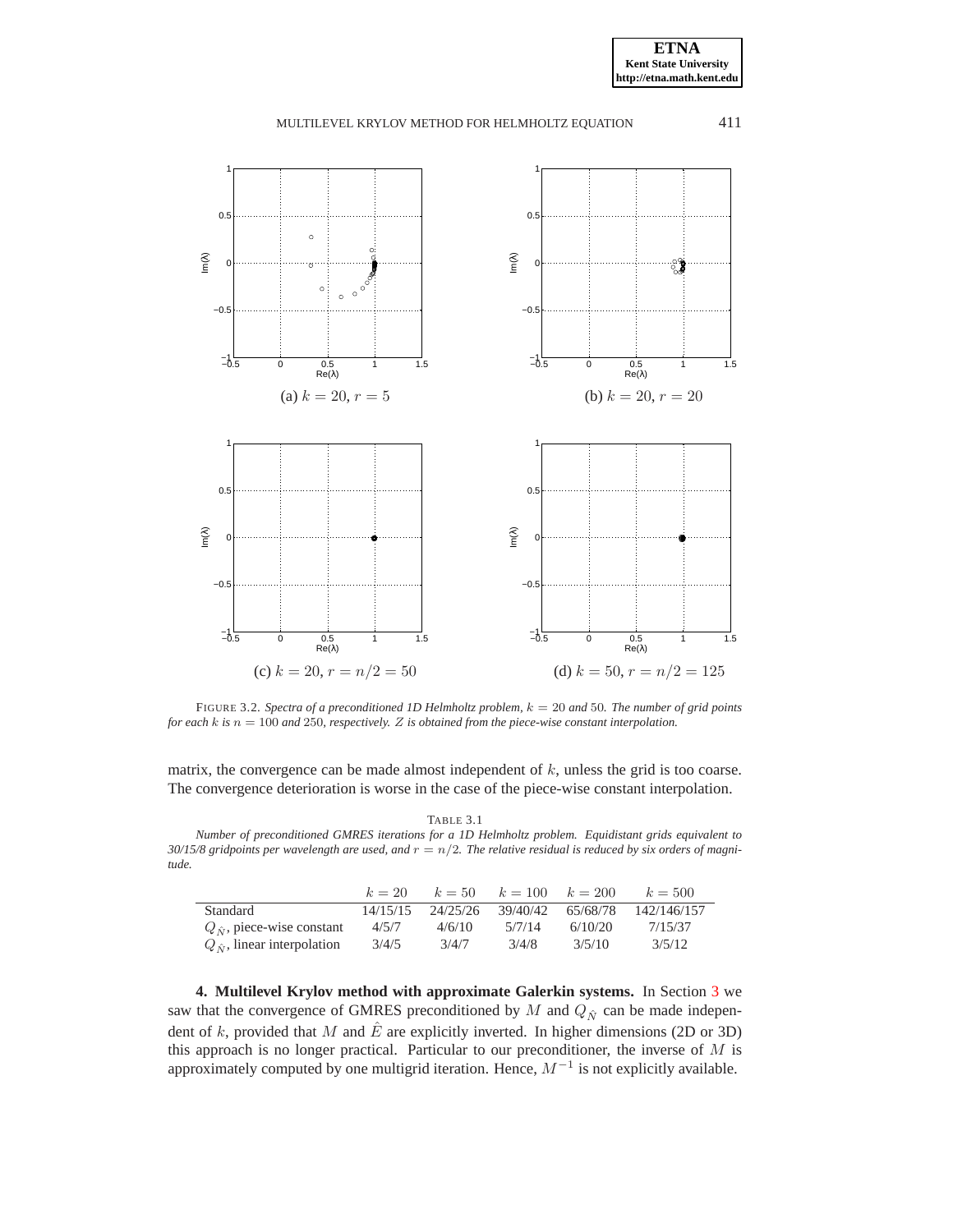(a) $k = 20$, $r = 5$

(b) $k = 20$, $r = 20$

(c) $k = 20$, $r = n/2 = 50$

(d) $k = 50$, $r = n/2 = 125$

FIGURE 3.2. *Spectra of a preconditioned 1D Helmholtz problem, $k = 20$ and $50$. The number of grid points for each $k$ is $n = 100$ and $250$, respectively. $Z$ is obtained from the piece-wise constant interpolation.*

matrix, the convergence can be made almost independent of $k$, unless the grid is too coarse. The convergence deterioration is worse in the case of the piece-wise constant interpolation.

TABLE 3.1
*Number of preconditioned GMRES iterations for a 1D Helmholtz problem. Equidistant grids equivalent to 30/15/8 gridpoints per wavelength are used, and $r = n/2$. The relative residual is reduced by six orders of magnitude.*

| | $k = 20$ | $k = 50$ | $k = 100$ | $k = 200$ | $k = 500$ |
|---|---|---|---|---|---|
| Standard | 14/15/15 | 24/25/26 | 39/40/42 | 65/68/78 | 142/146/157 |
| $Q_{\hat{N}}$, piece-wise constant | 4/5/7 | 4/6/10 | 5/7/14 | 6/10/20 | 7/15/37 |
| $Q_{\hat{N}}$, linear interpolation | 3/4/5 | 3/4/7 | 3/4/8 | 3/5/10 | 3/5/12 |

**4. Multilevel Krylov method with approximate Galerkin systems.** In Section 3 we saw that the convergence of GMRES preconditioned by $M$ and $Q_{\hat{N}}$ can be made independent of $k$, provided that $M$ and $\hat{E}$ are explicitly inverted. In higher dimensions (2D or 3D) this approach is no longer practical. Particular to our preconditioner, the inverse of $M$ is approximately computed by one multigrid iteration. Hence, $M^{-1}$ is not explicitly available.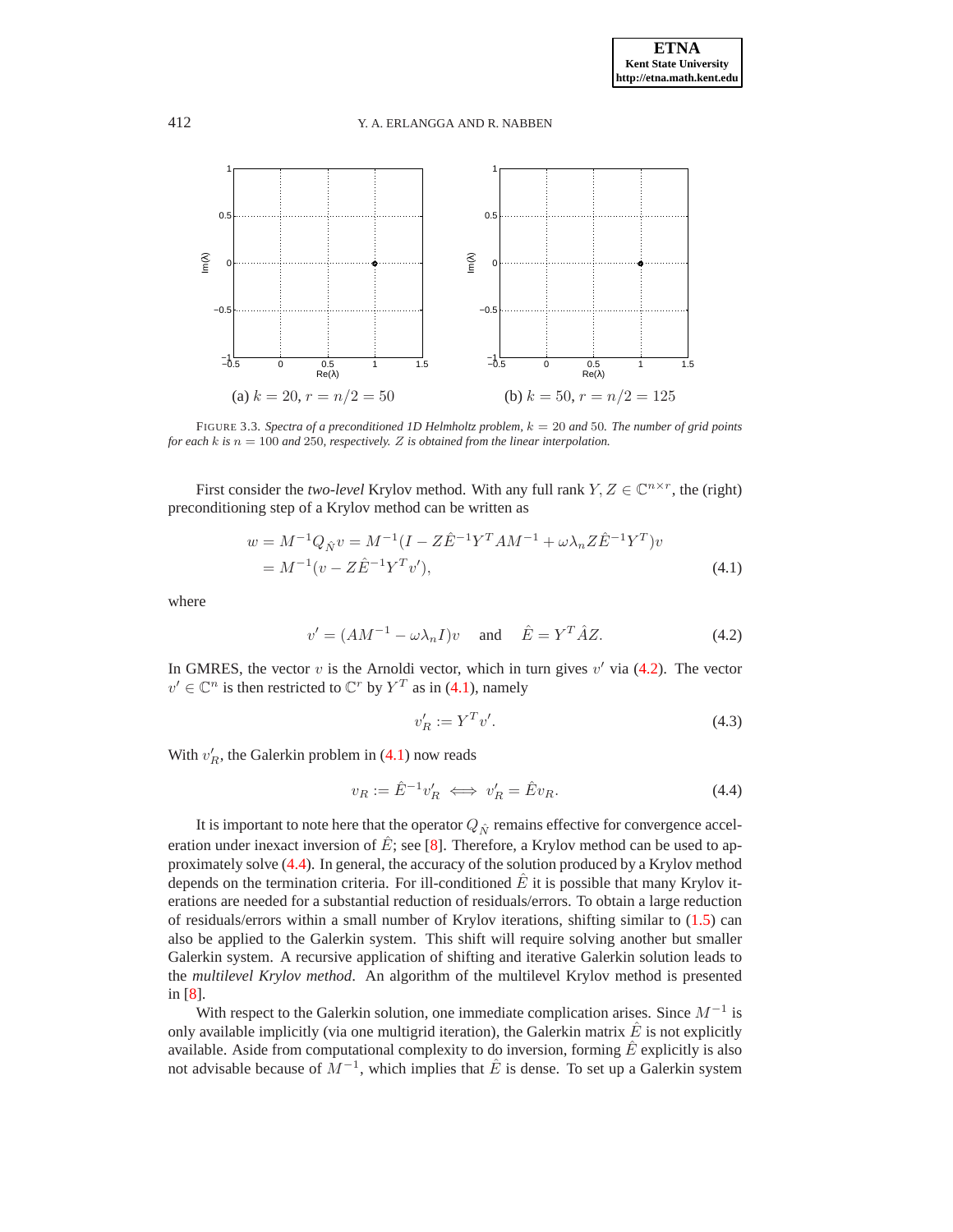(a) $k = 20$, $r = n/2 = 50$

(b) $k = 50$, $r = n/2 = 125$

FIGURE 3.3. *Spectra of a preconditioned 1D Helmholtz problem, $k = 20$ and $50$. The number of grid points for each $k$ is $n = 100$ and $250$, respectively. $Z$ is obtained from the linear interpolation.*

First consider the *two-level* Krylov method. With any full rank $Y, Z \in \mathbb{C}^{n \times r}$, the (right) preconditioning step of a Krylov method can be written as

$$w = M^{-1}Q_{\hat{N}}v = M^{-1}(I - Z\hat{E}^{-1}Y^TAM^{-1} + \omega\lambda_n Z\hat{E}^{-1}Y^T)v$$
$$= M^{-1}(v - Z\hat{E}^{-1}Y^Tv'), \tag{4.1}$$

where

$$v' = (AM^{-1} - \omega\lambda_n I)v \quad \text{and} \quad \hat{E} = Y^T\hat{A}Z. \tag{4.2}$$

In GMRES, the vector $v$ is the Arnoldi vector, which in turn gives $v'$ via (4.2). The vector $v' \in \mathbb{C}^n$ is then restricted to $\mathbb{C}^r$ by $Y^T$ as in (4.1), namely

$$v'_R := Y^Tv'. \tag{4.3}$$

With $v'_R$, the Galerkin problem in (4.1) now reads

$$v_R := \hat{E}^{-1}v'_R \iff v'_R = \hat{E}v_R. \tag{4.4}$$

It is important to note here that the operator $Q_{\hat{N}}$ remains effective for convergence acceleration under inexact inversion of $\hat{E}$; see [8]. Therefore, a Krylov method can be used to approximately solve (4.4). In general, the accuracy of the solution produced by a Krylov method depends on the termination criteria. For ill-conditioned $\hat{E}$ it is possible that many Krylov iterations are needed for a substantial reduction of residuals/errors. To obtain a large reduction of residuals/errors within a small number of Krylov iterations, shifting similar to (1.5) can also be applied to the Galerkin system. This shift will require solving another but smaller Galerkin system. A recursive application of shifting and iterative Galerkin solution leads to the *multilevel Krylov method*. An algorithm of the multilevel Krylov method is presented in [8].

With respect to the Galerkin solution, one immediate complication arises. Since $M^{-1}$ is only available implicitly (via one multigrid iteration), the Galerkin matrix $\hat{E}$ is not explicitly available. Aside from computational complexity to do inversion, forming $\hat{E}$ explicitly is also not advisable because of $M^{-1}$, which implies that $\hat{E}$ is dense. To set up a Galerkin system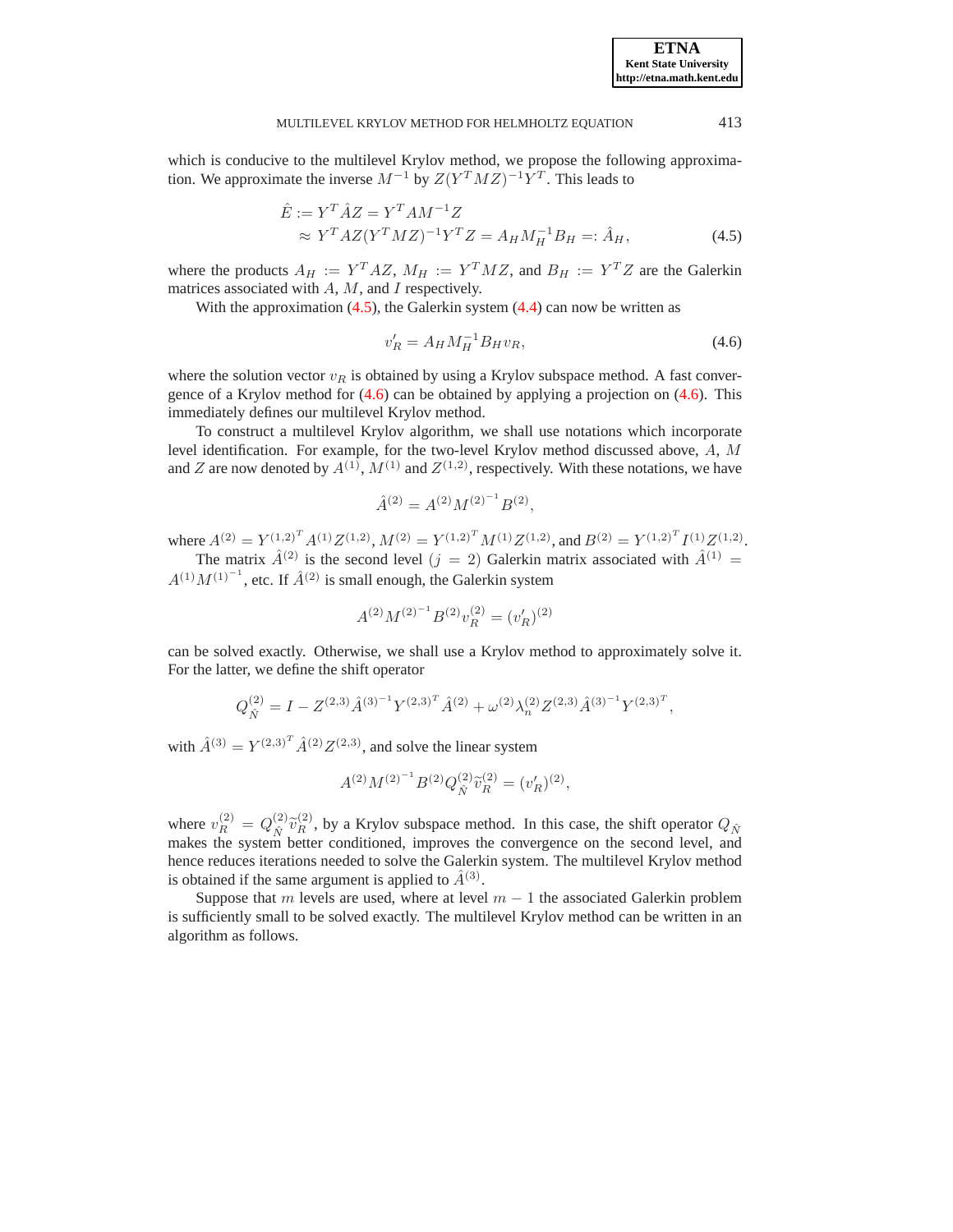which is conducive to the multilevel Krylov method, we propose the following approximation. We approximate the inverse $M^{-1}$ by $Z(Y^TMZ)^{-1}Y^T$. This leads to

$$
\begin{aligned}
\hat{E} &:= Y^T\hat{A}Z = Y^TAM^{-1}Z \\
&\approx Y^TAZ(Y^TMZ)^{-1}Y^TZ = A_HM_H^{-1}B_H =: \hat{A}_H,
\end{aligned}
\tag{4.5}
$$

where the products $A_H := Y^TAZ$, $M_H := Y^TMZ$, and $B_H := Y^TZ$ are the Galerkin matrices associated with $A$, $M$, and $I$ respectively.

With the approximation (4.5), the Galerkin system (4.4) can now be written as

$$
v_R' = A_HM_H^{-1}B_Hv_R, \tag{4.6}
$$

where the solution vector $v_R$ is obtained by using a Krylov subspace method. A fast convergence of a Krylov method for (4.6) can be obtained by applying a projection on (4.6). This immediately defines our multilevel Krylov method.

To construct a multilevel Krylov algorithm, we shall use notations which incorporate level identification. For example, for the two-level Krylov method discussed above, $A$, $M$ and $Z$ are now denoted by $A^{(1)}$, $M^{(1)}$ and $Z^{(1,2)}$, respectively. With these notations, we have

$$
\hat{A}^{(2)} = A^{(2)}{M^{(2)}}^{-1}B^{(2)},
$$

where $A^{(2)} = {Y^{(1,2)}}^TA^{(1)}Z^{(1,2)}$, $M^{(2)} = {Y^{(1,2)}}^TM^{(1)}Z^{(1,2)}$, and $B^{(2)} = {Y^{(1,2)}}^TI^{(1)}Z^{(1,2)}$.

The matrix $\hat{A}^{(2)}$ is the second level ($j = 2$) Galerkin matrix associated with $\hat{A}^{(1)} = A^{(1)}{M^{(1)}}^{-1}$, etc. If $\hat{A}^{(2)}$ is small enough, the Galerkin system

$$
A^{(2)}{M^{(2)}}^{-1}B^{(2)}v_R^{(2)} = (v_R')^{(2)}
$$

can be solved exactly. Otherwise, we shall use a Krylov method to approximately solve it. For the latter, we define the shift operator

$$
Q_{\hat{N}}^{(2)} = I - Z^{(2,3)}{\hat{A}^{(3)}}^{-1}{Y^{(2,3)}}^T\hat{A}^{(2)} + \omega^{(2)}\lambda_n^{(2)}Z^{(2,3)}{\hat{A}^{(3)}}^{-1}{Y^{(2,3)}}^T,
$$

with $\hat{A}^{(3)} = {Y^{(2,3)}}^T\hat{A}^{(2)}Z^{(2,3)}$, and solve the linear system

$$
A^{(2)}{M^{(2)}}^{-1}B^{(2)}Q_{\hat{N}}^{(2)}\widetilde{v}_R^{(2)} = (v_R')^{(2)},
$$

where $v_R^{(2)} = Q_{\hat{N}}^{(2)}\widetilde{v}_R^{(2)}$, by a Krylov subspace method. In this case, the shift operator $Q_{\hat{N}}$ makes the system better conditioned, improves the convergence on the second level, and hence reduces iterations needed to solve the Galerkin system. The multilevel Krylov method is obtained if the same argument is applied to $\hat{A}^{(3)}$.

Suppose that $m$ levels are used, where at level $m-1$ the associated Galerkin problem is sufficiently small to be solved exactly. The multilevel Krylov method can be written in an algorithm as follows.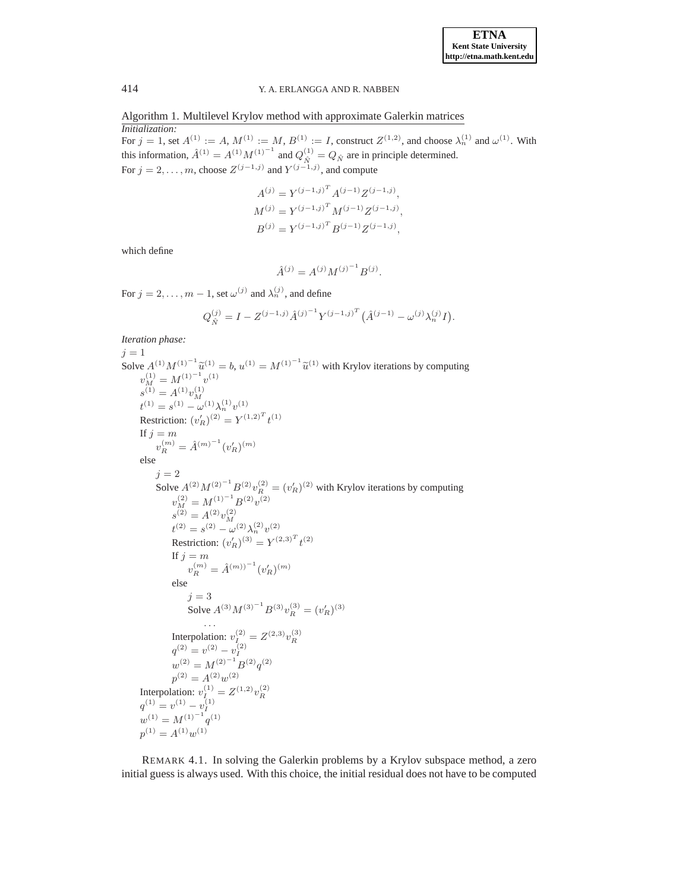Algorithm 1. Multilevel Krylov method with approximate Galerkin matrices

*Initialization:*

For $j = 1$, set $A^{(1)} := A$, $M^{(1)} := M$, $B^{(1)} := I$, construct $Z^{(1,2)}$, and choose $\lambda_n^{(1)}$ and $\omega^{(1)}$. With this information, $\hat{A}^{(1)} = A^{(1)} {M^{(1)}}^{-1}$ and $Q_{\hat{N}}^{(1)} = Q_{\hat{N}}$ are in principle determined.

For $j = 2, \dots, m$, choose $Z^{(j-1,j)}$ and $Y^{(j-1,j)}$, and compute

$$A^{(j)} = {Y^{(j-1,j)}}^T A^{(j-1)} Z^{(j-1,j)},$$
$$M^{(j)} = {Y^{(j-1,j)}}^T M^{(j-1)} Z^{(j-1,j)},$$
$$B^{(j)} = {Y^{(j-1,j)}}^T B^{(j-1)} Z^{(j-1,j)},$$

which define

$$\hat{A}^{(j)} = A^{(j)} {M^{(j)}}^{-1} B^{(j)}.$$

For $j = 2, \dots, m-1$, set $\omega^{(j)}$ and $\lambda_n^{(j)}$, and define

$$Q_{\hat{N}}^{(j)} = I - Z^{(j-1,j)} {\hat{A}^{(j)}}^{-1} {Y^{(j-1,j)}}^T \big(\hat{A}^{(j-1)} - \omega^{(j)} \lambda_n^{(j)} I\big).$$

*Iteration phase:*

$j = 1$

Solve $A^{(1)} {M^{(1)}}^{-1} \widetilde{u}^{(1)} = b$, $u^{(1)} = {M^{(1)}}^{-1} \widetilde{u}^{(1)}$ with Krylov iterations by computing

- $v_M^{(1)} = {M^{(1)}}^{-1} v^{(1)}$
- $s^{(1)} = A^{(1)} v_M^{(1)}$
- $t^{(1)} = s^{(1)} - \omega^{(1)} \lambda_n^{(1)} v^{(1)}$
- Restriction: $(v_R')^{(2)} = {Y^{(1,2)}}^T t^{(1)}$
- If $j = m$
  - $v_R^{(m)} = {\hat{A}^{(m)}}^{-1} (v_R')^{(m)}$
- else
  - $j = 2$
  - Solve $A^{(2)} {M^{(2)}}^{-1} B^{(2)} v_R^{(2)} = (v_R')^{(2)}$ with Krylov iterations by computing
    - $v_M^{(2)} = {M^{(1)}}^{-1} B^{(2)} v^{(2)}$
    - $s^{(2)} = A^{(2)} v_M^{(2)}$
    - $t^{(2)} = s^{(2)} - \omega^{(2)} \lambda_n^{(2)} v^{(2)}$
    - Restriction: $(v_R')^{(3)} = {Y^{(2,3)}}^T t^{(2)}$
    - If $j = m$
      - $v_R^{(m)} = {\hat{A}^{(m))}}^{-1} (v_R')^{(m)}$
    - else
      - $j = 3$
      - Solve $A^{(3)} {M^{(3)}}^{-1} B^{(3)} v_R^{(3)} = (v_R')^{(3)}$
        - ...
    - Interpolation: $v_I^{(2)} = Z^{(2,3)} v_R^{(3)}$
    - $q^{(2)} = v^{(2)} - v_I^{(2)}$
    - $w^{(2)} = {M^{(2)}}^{-1} B^{(2)} q^{(2)}$
    - $p^{(2)} = A^{(2)} w^{(2)}$
- Interpolation: $v_I^{(1)} = Z^{(1,2)} v_R^{(2)}$
- $q^{(1)} = v^{(1)} - v_I^{(1)}$
- $w^{(1)} = {M^{(1)}}^{-1} q^{(1)}$
- $p^{(1)} = A^{(1)} w^{(1)}$

REMARK 4.1. In solving the Galerkin problems by a Krylov subspace method, a zero initial guess is always used. With this choice, the initial residual does not have to be computed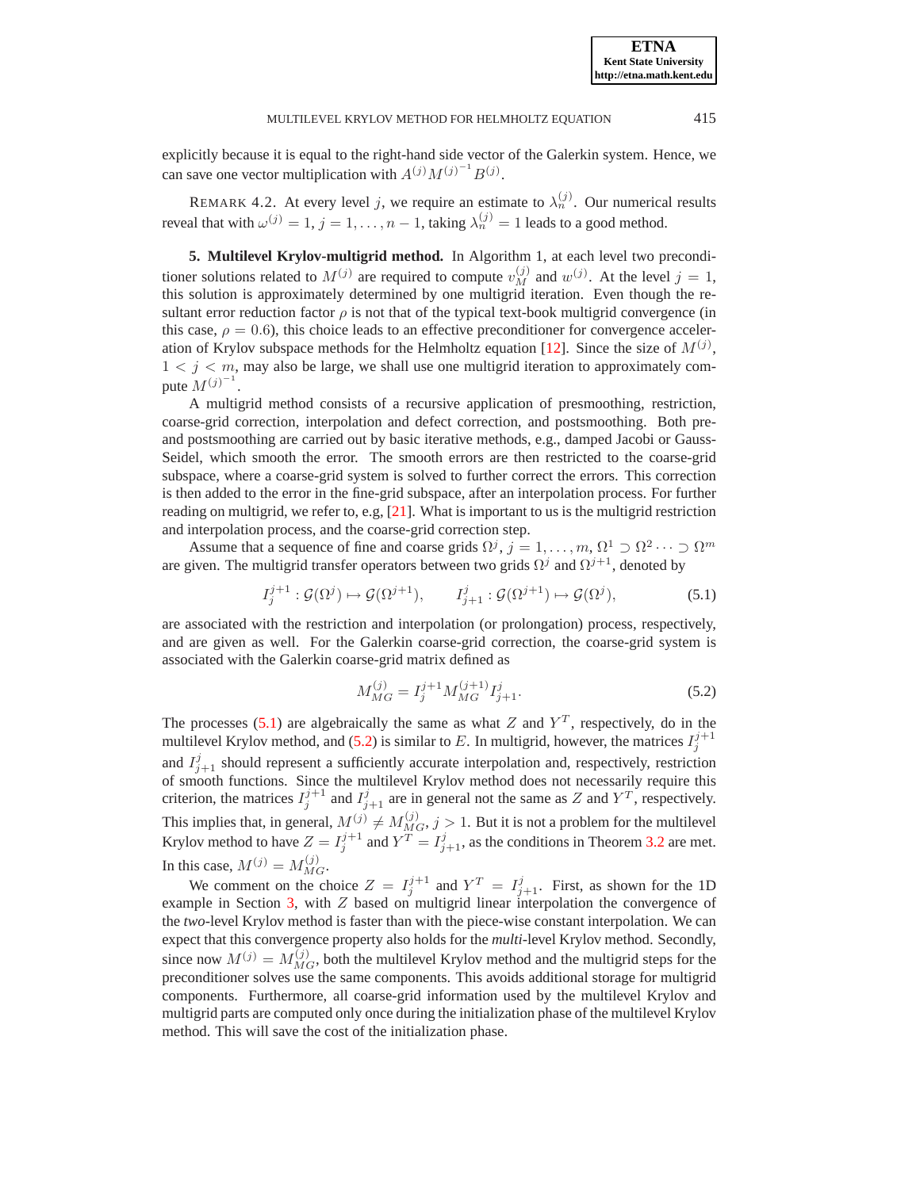explicitly because it is equal to the right-hand side vector of the Galerkin system. Hence, we can save one vector multiplication with $A^{(j)}M^{(j)^{-1}}B^{(j)}$.

REMARK 4.2. At every level $j$, we require an estimate to $\lambda_n^{(j)}$. Our numerical results reveal that with $\omega^{(j)} = 1$, $j = 1, \ldots, n-1$, taking $\lambda_n^{(j)} = 1$ leads to a good method.

**5. Multilevel Krylov-multigrid method.** In Algorithm 1, at each level two preconditioner solutions related to $M^{(j)}$ are required to compute $v_M^{(j)}$ and $w^{(j)}$. At the level $j = 1$, this solution is approximately determined by one multigrid iteration. Even though the resultant error reduction factor $\rho$ is not that of the typical text-book multigrid convergence (in this case, $\rho = 0.6$), this choice leads to an effective preconditioner for convergence acceleration of Krylov subspace methods for the Helmholtz equation [12]. Since the size of $M^{(j)}$, $1 < j < m$, may also be large, we shall use one multigrid iteration to approximately compute $M^{(j)^{-1}}$.

A multigrid method consists of a recursive application of presmoothing, restriction, coarse-grid correction, interpolation and defect correction, and postsmoothing. Both pre- and postsmoothing are carried out by basic iterative methods, e.g., damped Jacobi or Gauss-Seidel, which smooth the error. The smooth errors are then restricted to the coarse-grid subspace, where a coarse-grid system is solved to further correct the errors. This correction is then added to the error in the fine-grid subspace, after an interpolation process. For further reading on multigrid, we refer to, e.g, [21]. What is important to us is the multigrid restriction and interpolation process, and the coarse-grid correction step.

Assume that a sequence of fine and coarse grids $\Omega^j$, $j = 1, \ldots, m$, $\Omega^1 \supset \Omega^2 \cdots \supset \Omega^m$ are given. The multigrid transfer operators between two grids $\Omega^j$ and $\Omega^{j+1}$, denoted by

$$I_j^{j+1} : \mathcal{G}(\Omega^j) \mapsto \mathcal{G}(\Omega^{j+1}), \qquad I_{j+1}^j : \mathcal{G}(\Omega^{j+1}) \mapsto \mathcal{G}(\Omega^j), \tag{5.1}$$

are associated with the restriction and interpolation (or prolongation) process, respectively, and are given as well. For the Galerkin coarse-grid correction, the coarse-grid system is associated with the Galerkin coarse-grid matrix defined as

$$M_{MG}^{(j)} = I_j^{j+1} M_{MG}^{(j+1)} I_{j+1}^j. \tag{5.2}$$

The processes (5.1) are algebraically the same as what $Z$ and $Y^T$, respectively, do in the multilevel Krylov method, and (5.2) is similar to $E$. In multigrid, however, the matrices $I_j^{j+1}$ and $I_{j+1}^j$ should represent a sufficiently accurate interpolation and, respectively, restriction of smooth functions. Since the multilevel Krylov method does not necessarily require this criterion, the matrices $I_j^{j+1}$ and $I_{j+1}^j$ are in general not the same as $Z$ and $Y^T$, respectively. This implies that, in general, $M^{(j)} \neq M_{MG}^{(j)}$, $j > 1$. But it is not a problem for the multilevel Krylov method to have $Z = I_j^{j+1}$ and $Y^T = I_{j+1}^j$, as the conditions in Theorem 3.2 are met. In this case, $M^{(j)} = M_{MG}^{(j)}$.

We comment on the choice $Z = I_j^{j+1}$ and $Y^T = I_{j+1}^j$. First, as shown for the 1D example in Section 3, with $Z$ based on multigrid linear interpolation the convergence of the *two*-level Krylov method is faster than with the piece-wise constant interpolation. We can expect that this convergence property also holds for the *multi*-level Krylov method. Secondly, since now $M^{(j)} = M_{MG}^{(j)}$, both the multilevel Krylov method and the multigrid steps for the preconditioner solves use the same components. This avoids additional storage for multigrid components. Furthermore, all coarse-grid information used by the multilevel Krylov and multigrid parts are computed only once during the initialization phase of the multilevel Krylov method. This will save the cost of the initialization phase.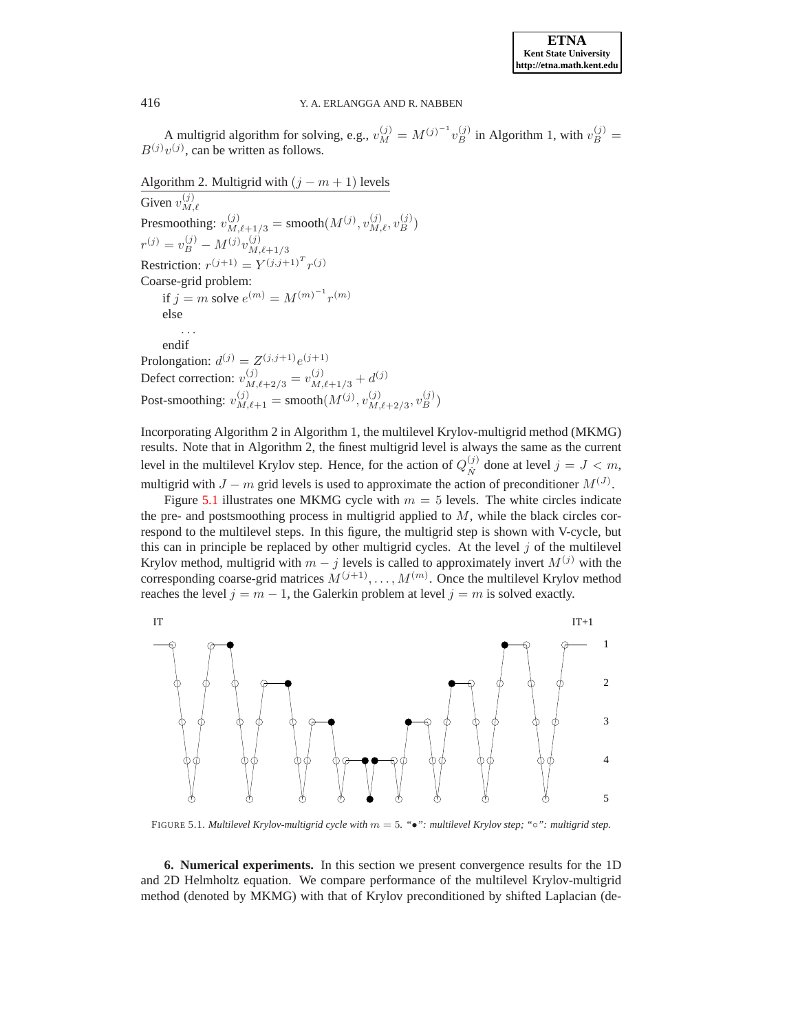A multigrid algorithm for solving, e.g., $v_M^{(j)} = M^{(j)^{-1}} v_B^{(j)}$ in Algorithm 1, with $v_B^{(j)} = B^{(j)} v^{(j)}$, can be written as follows.

Algorithm 2. Multigrid with $(j - m + 1)$ levels

Given $v_{M,\ell}^{(j)}$

Presmoothing: $v_{M,\ell+1/3}^{(j)} = \text{smooth}(M^{(j)}, v_{M,\ell}^{(j)}, v_B^{(j)})$

$r^{(j)} = v_B^{(j)} - M^{(j)} v_{M,\ell+1/3}^{(j)}$

Restriction: $r^{(j+1)} = Y^{(j,j+1)^T} r^{(j)}$

Coarse-grid problem:

  if $j = m$ solve $e^{(m)} = M^{(m)^{-1}} r^{(m)}$

  else

    ...

  endif

Prolongation: $d^{(j)} = Z^{(j,j+1)} e^{(j+1)}$

Defect correction: $v_{M,\ell+2/3}^{(j)} = v_{M,\ell+1/3}^{(j)} + d^{(j)}$

Post-smoothing: $v_{M,\ell+1}^{(j)} = \text{smooth}(M^{(j)}, v_{M,\ell+2/3}^{(j)}, v_B^{(j)})$

Incorporating Algorithm 2 in Algorithm 1, the multilevel Krylov-multigrid method (MKMG) results. Note that in Algorithm 2, the finest multigrid level is always the same as the current level in the multilevel Krylov step. Hence, for the action of $Q_{\hat{N}}^{(j)}$ done at level $j = J < m$, multigrid with $J - m$ grid levels is used to approximate the action of preconditioner $M^{(J)}$.

Figure 5.1 illustrates one MKMG cycle with $m = 5$ levels. The white circles indicate the pre- and postsmoothing process in multigrid applied to $M$, while the black circles correspond to the multilevel steps. In this figure, the multigrid step is shown with V-cycle, but this can in principle be replaced by other multigrid cycles. At the level $j$ of the multilevel Krylov method, multigrid with $m - j$ levels is called to approximately invert $M^{(j)}$ with the corresponding coarse-grid matrices $M^{(j+1)}, \ldots, M^{(m)}$. Once the multilevel Krylov method reaches the level $j = m - 1$, the Galerkin problem at level $j = m$ is solved exactly.

FIGURE 5.1. *Multilevel Krylov-multigrid cycle with $m = 5$. "•": multilevel Krylov step; "◦": multigrid step.*

**6. Numerical experiments.** In this section we present convergence results for the 1D and 2D Helmholtz equation. We compare performance of the multilevel Krylov-multigrid method (denoted by MKMG) with that of Krylov preconditioned by shifted Laplacian (de-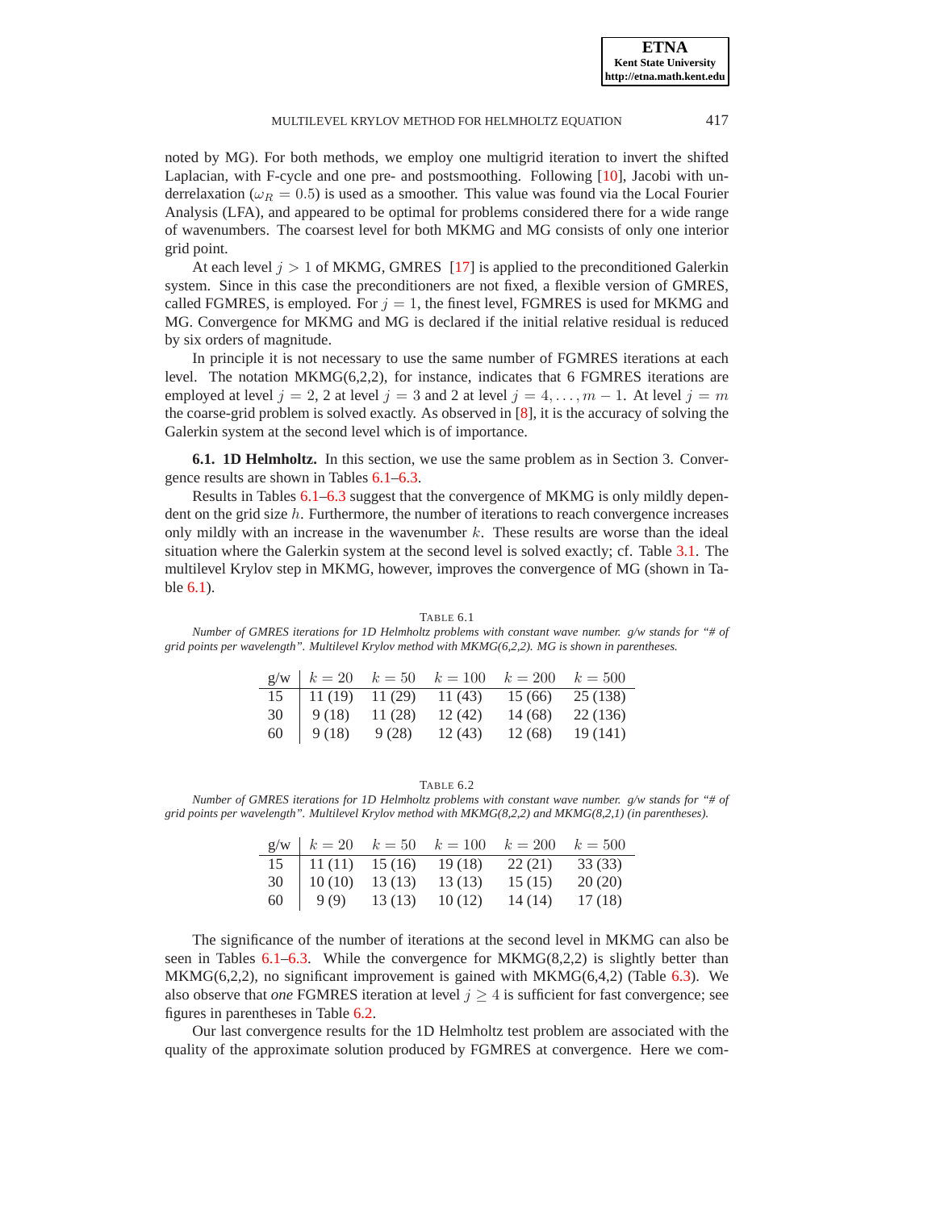noted by MG). For both methods, we employ one multigrid iteration to invert the shifted Laplacian, with F-cycle and one pre- and postsmoothing. Following [10], Jacobi with underrelaxation ($\omega_R = 0.5$) is used as a smoother. This value was found via the Local Fourier Analysis (LFA), and appeared to be optimal for problems considered there for a wide range of wavenumbers. The coarsest level for both MKMG and MG consists of only one interior grid point.

At each level $j > 1$ of MKMG, GMRES [17] is applied to the preconditioned Galerkin system. Since in this case the preconditioners are not fixed, a flexible version of GMRES, called FGMRES, is employed. For $j = 1$, the finest level, FGMRES is used for MKMG and MG. Convergence for MKMG and MG is declared if the initial relative residual is reduced by six orders of magnitude.

In principle it is not necessary to use the same number of FGMRES iterations at each level. The notation MKMG(6,2,2), for instance, indicates that 6 FGMRES iterations are employed at level $j = 2$, 2 at level $j = 3$ and 2 at level $j = 4, \ldots, m-1$. At level $j = m$ the coarse-grid problem is solved exactly. As observed in [8], it is the accuracy of solving the Galerkin system at the second level which is of importance.

**6.1. 1D Helmholtz.** In this section, we use the same problem as in Section 3. Convergence results are shown in Tables 6.1–6.3.

Results in Tables 6.1–6.3 suggest that the convergence of MKMG is only mildly dependent on the grid size $h$. Furthermore, the number of iterations to reach convergence increases only mildly with an increase in the wavenumber $k$. These results are worse than the ideal situation where the Galerkin system at the second level is solved exactly; cf. Table 3.1. The multilevel Krylov step in MKMG, however, improves the convergence of MG (shown in Table 6.1).

TABLE 6.1

*Number of GMRES iterations for 1D Helmholtz problems with constant wave number. g/w stands for "# of grid points per wavelength". Multilevel Krylov method with MKMG(6,2,2). MG is shown in parentheses.*

| g/w | $k = 20$ | $k = 50$ | $k = 100$ | $k = 200$ | $k = 500$ |
|---|---|---|---|---|---|
| 15 | 11 (19) | 11 (29) | 11 (43) | 15 (66) | 25 (138) |
| 30 | 9 (18) | 11 (28) | 12 (42) | 14 (68) | 22 (136) |
| 60 | 9 (18) | 9 (28) | 12 (43) | 12 (68) | 19 (141) |

TABLE 6.2

*Number of GMRES iterations for 1D Helmholtz problems with constant wave number. g/w stands for "# of grid points per wavelength". Multilevel Krylov method with MKMG(8,2,2) and MKMG(8,2,1) (in parentheses).*

| g/w | $k = 20$ | $k = 50$ | $k = 100$ | $k = 200$ | $k = 500$ |
|---|---|---|---|---|---|
| 15 | 11 (11) | 15 (16) | 19 (18) | 22 (21) | 33 (33) |
| 30 | 10 (10) | 13 (13) | 13 (13) | 15 (15) | 20 (20) |
| 60 | 9 (9) | 13 (13) | 10 (12) | 14 (14) | 17 (18) |

The significance of the number of iterations at the second level in MKMG can also be seen in Tables 6.1–6.3. While the convergence for MKMG(8,2,2) is slightly better than MKMG(6,2,2), no significant improvement is gained with MKMG(6,4,2) (Table 6.3). We also observe that *one* FGMRES iteration at level $j \geq 4$ is sufficient for fast convergence; see figures in parentheses in Table 6.2.

Our last convergence results for the 1D Helmholtz test problem are associated with the quality of the approximate solution produced by FGMRES at convergence. Here we com-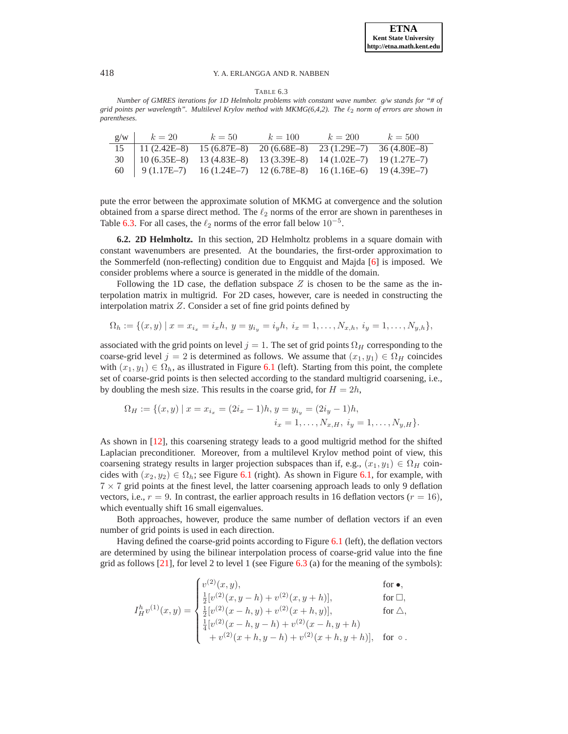TABLE 6.3

*Number of GMRES iterations for 1D Helmholtz problems with constant wave number. g/w stands for "# of grid points per wavelength". Multilevel Krylov method with MKMG(6,4,2). The $\ell_2$ norm of errors are shown in parentheses.*

| g/w | $k = 20$ | $k = 50$ | $k = 100$ | $k = 200$ | $k = 500$ |
|---|---|---|---|---|---|
| 15 | 11 (2.42E–8) | 15 (6.87E–8) | 20 (6.68E–8) | 23 (1.29E–7) | 36 (4.80E–8) |
| 30 | 10 (6.35E–8) | 13 (4.83E–8) | 13 (3.39E–8) | 14 (1.02E–7) | 19 (1.27E–7) |
| 60 | 9 (1.17E–7) | 16 (1.24E–7) | 12 (6.78E–8) | 16 (1.16E–6) | 19 (4.39E–7) |

pute the error between the approximate solution of MKMG at convergence and the solution obtained from a sparse direct method. The $\ell_2$ norms of the error are shown in parentheses in Table 6.3. For all cases, the $\ell_2$ norms of the error fall below $10^{-5}$.

**6.2. 2D Helmholtz.** In this section, 2D Helmholtz problems in a square domain with constant wavenumbers are presented. At the boundaries, the first-order approximation to the Sommerfeld (non-reflecting) condition due to Engquist and Majda [6] is imposed. We consider problems where a source is generated in the middle of the domain.

Following the 1D case, the deflation subspace $Z$ is chosen to be the same as the interpolation matrix in multigrid. For 2D cases, however, care is needed in constructing the interpolation matrix $Z$. Consider a set of fine grid points defined by

$$\Omega_h := \{(x, y) \mid x = x_{i_x} = i_x h,\ y = y_{i_y} = i_y h,\ i_x = 1, \ldots, N_{x,h},\ i_y = 1, \ldots, N_{y,h}\},$$

associated with the grid points on level $j = 1$. The set of grid points $\Omega_H$ corresponding to the coarse-grid level $j = 2$ is determined as follows. We assume that $(x_1, y_1) \in \Omega_H$ coincides with $(x_1, y_1) \in \Omega_h$, as illustrated in Figure 6.1 (left). Starting from this point, the complete set of coarse-grid points is then selected according to the standard multigrid coarsening, i.e., by doubling the mesh size. This results in the coarse grid, for $H = 2h$,

$$\Omega_H := \{(x, y) \mid x = x_{i_x} = (2i_x - 1)h, y = y_{i_y} = (2i_y - 1)h,\\ i_x = 1, \ldots, N_{x,H},\ i_y = 1, \ldots, N_{y,H}\}.$$

As shown in [12], this coarsening strategy leads to a good multigrid method for the shifted Laplacian preconditioner. Moreover, from a multilevel Krylov method point of view, this coarsening strategy results in larger projection subspaces than if, e.g., $(x_1, y_1) \in \Omega_H$ coincides with $(x_2, y_2) \in \Omega_h$; see Figure 6.1 (right). As shown in Figure 6.1, for example, with $7 \times 7$ grid points at the finest level, the latter coarsening approach leads to only 9 deflation vectors, i.e., $r = 9$. In contrast, the earlier approach results in 16 deflation vectors ($r = 16$), which eventually shift 16 small eigenvalues.

Both approaches, however, produce the same number of deflation vectors if an even number of grid points is used in each direction.

Having defined the coarse-grid points according to Figure 6.1 (left), the deflation vectors are determined by using the bilinear interpolation process of coarse-grid value into the fine grid as follows [21], for level 2 to level 1 (see Figure 6.3 (a) for the meaning of the symbols):

$$I_H^h v^{(1)}(x, y) = \begin{cases} v^{(2)}(x, y), & \text{for } \bullet, \\ \frac{1}{2}[v^{(2)}(x, y - h) + v^{(2)}(x, y + h)], & \text{for } \Box, \\ \frac{1}{2}[v^{(2)}(x - h, y) + v^{(2)}(x + h, y)], & \text{for } \triangle, \\ \frac{1}{4}[v^{(2)}(x - h, y - h) + v^{(2)}(x - h, y + h) & \\ \quad + v^{(2)}(x + h, y - h) + v^{(2)}(x + h, y + h)], & \text{for } \circ\,. \end{cases}$$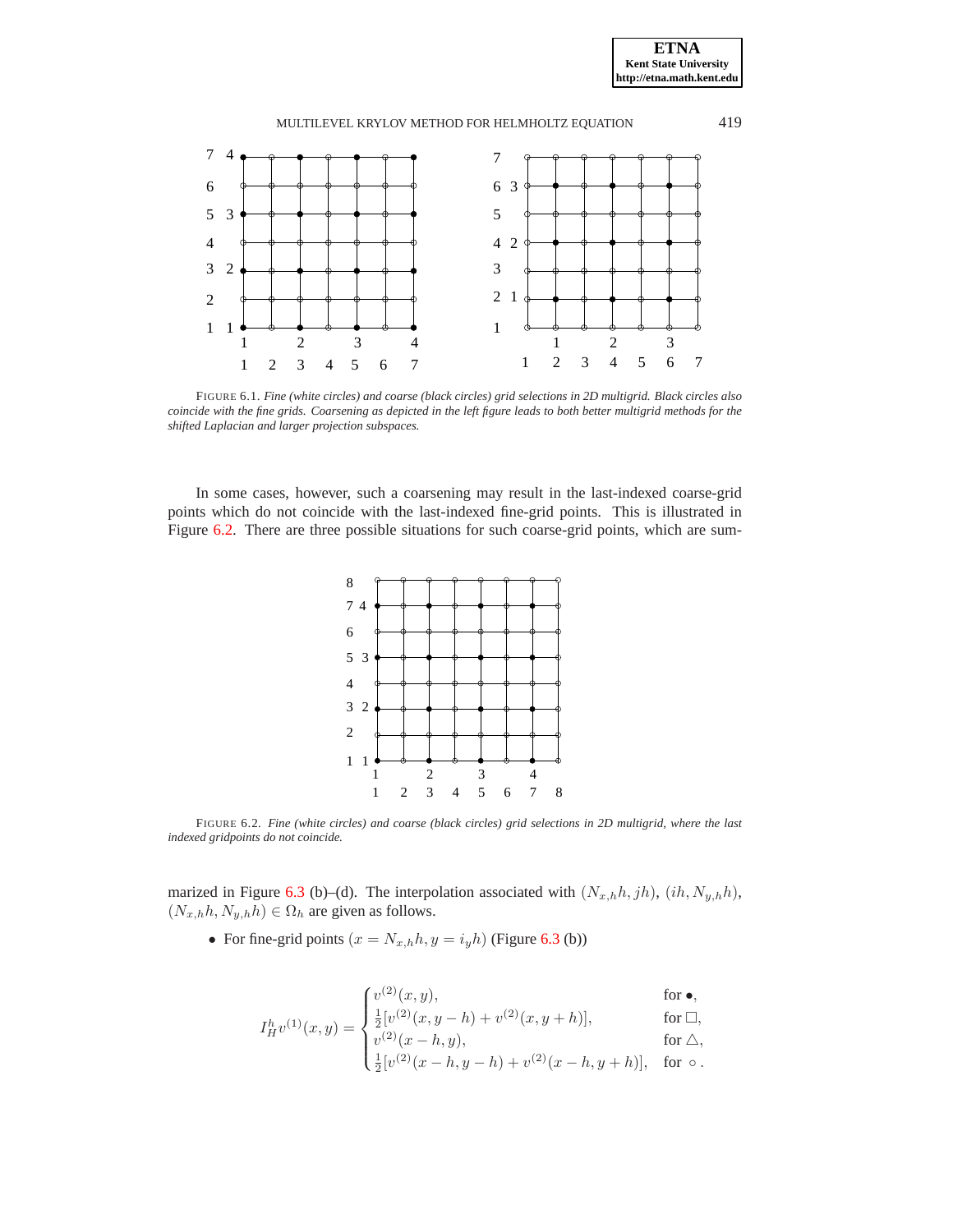FIGURE 6.1. *Fine (white circles) and coarse (black circles) grid selections in 2D multigrid. Black circles also coincide with the fine grids. Coarsening as depicted in the left figure leads to both better multigrid methods for the shifted Laplacian and larger projection subspaces.*

In some cases, however, such a coarsening may result in the last-indexed coarse-grid points which do not coincide with the last-indexed fine-grid points. This is illustrated in Figure 6.2. There are three possible situations for such coarse-grid points, which are summarized in Figure 6.3 (b)–(d). The interpolation associated with $(N_{x,h}h, jh)$, $(ih, N_{y,h}h)$, $(N_{x,h}h, N_{y,h}h) \in \Omega_h$ are given as follows.

FIGURE 6.2. *Fine (white circles) and coarse (black circles) grid selections in 2D multigrid, where the last indexed gridpoints do not coincide.*

- For fine-grid points $(x = N_{x,h}h, y = i_y h)$ (Figure 6.3 (b))

$$
I_H^h v^{(1)}(x,y) = \begin{cases} v^{(2)}(x,y), & \text{for } \bullet, \\ \frac{1}{2}[v^{(2)}(x, y-h) + v^{(2)}(x, y+h)], & \text{for } \square, \\ v^{(2)}(x-h, y), & \text{for } \triangle, \\ \frac{1}{2}[v^{(2)}(x-h, y-h) + v^{(2)}(x-h, y+h)], & \text{for } \circ\,. \end{cases}
$$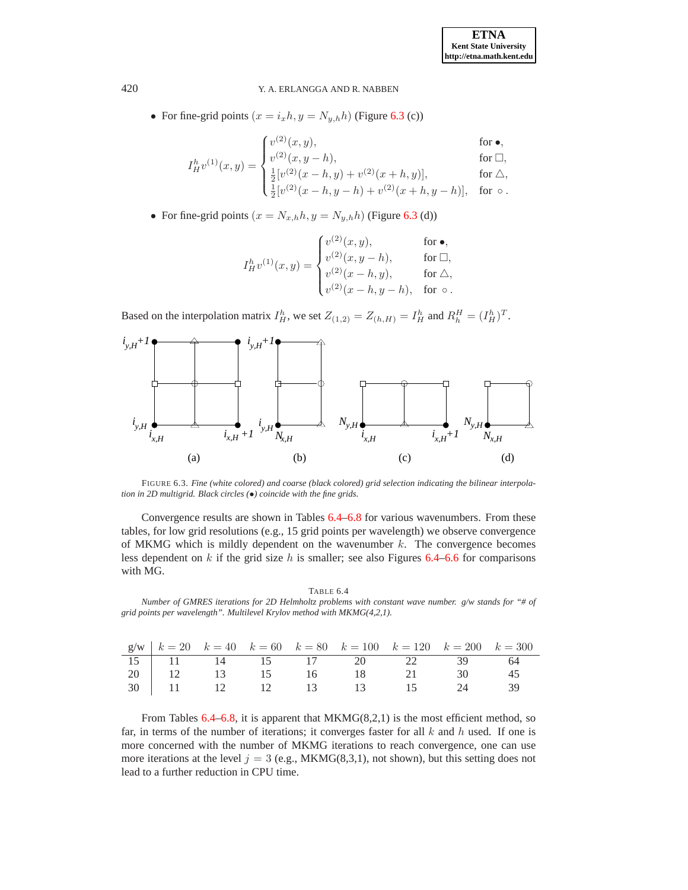- For fine-grid points $(x = i_x h, y = N_{y,h} h)$ (Figure 6.3 (c))

$$
I_H^h v^{(1)}(x,y) = \begin{cases} v^{(2)}(x,y), & \text{for } \bullet, \\ v^{(2)}(x,y-h), & \text{for } \square, \\ \frac{1}{2}[v^{(2)}(x-h,y) + v^{(2)}(x+h,y)], & \text{for } \triangle, \\ \frac{1}{2}[v^{(2)}(x-h,y-h) + v^{(2)}(x+h,y-h)], & \text{for } \circ\,. \end{cases}
$$

- For fine-grid points $(x = N_{x,h} h, y = N_{y,h} h)$ (Figure 6.3 (d))

$$
I_H^h v^{(1)}(x,y) = \begin{cases} v^{(2)}(x,y), & \text{for } \bullet, \\ v^{(2)}(x,y-h), & \text{for } \square, \\ v^{(2)}(x-h,y), & \text{for } \triangle, \\ v^{(2)}(x-h,y-h), & \text{for } \circ\,. \end{cases}
$$

Based on the interpolation matrix $I_H^h$, we set $Z_{(1,2)} = Z_{(h,H)} = I_H^h$ and $R_h^H = (I_H^h)^T$.

FIGURE 6.3. *Fine (white colored) and coarse (black colored) grid selection indicating the bilinear interpolation in 2D multigrid. Black circles (•) coincide with the fine grids.*

Convergence results are shown in Tables 6.4–6.8 for various wavenumbers. From these tables, for low grid resolutions (e.g., 15 grid points per wavelength) we observe convergence of MKMG which is mildly dependent on the wavenumber $k$. The convergence becomes less dependent on $k$ if the grid size $h$ is smaller; see also Figures 6.4–6.6 for comparisons with MG.

TABLE 6.4
*Number of GMRES iterations for 2D Helmholtz problems with constant wave number. g/w stands for "# of grid points per wavelength". Multilevel Krylov method with MKMG(4,2,1).*

| g/w | $k = 20$ | $k = 40$ | $k = 60$ | $k = 80$ | $k = 100$ | $k = 120$ | $k = 200$ | $k = 300$ |
|---|---|---|---|---|---|---|---|---|
| 15 | 11 | 14 | 15 | 17 | 20 | 22 | 39 | 64 |
| 20 | 12 | 13 | 15 | 16 | 18 | 21 | 30 | 45 |
| 30 | 11 | 12 | 12 | 13 | 13 | 15 | 24 | 39 |

From Tables 6.4–6.8, it is apparent that MKMG(8,2,1) is the most efficient method, so far, in terms of the number of iterations; it converges faster for all $k$ and $h$ used. If one is more concerned with the number of MKMG iterations to reach convergence, one can use more iterations at the level $j = 3$ (e.g., MKMG(8,3,1), not shown), but this setting does not lead to a further reduction in CPU time.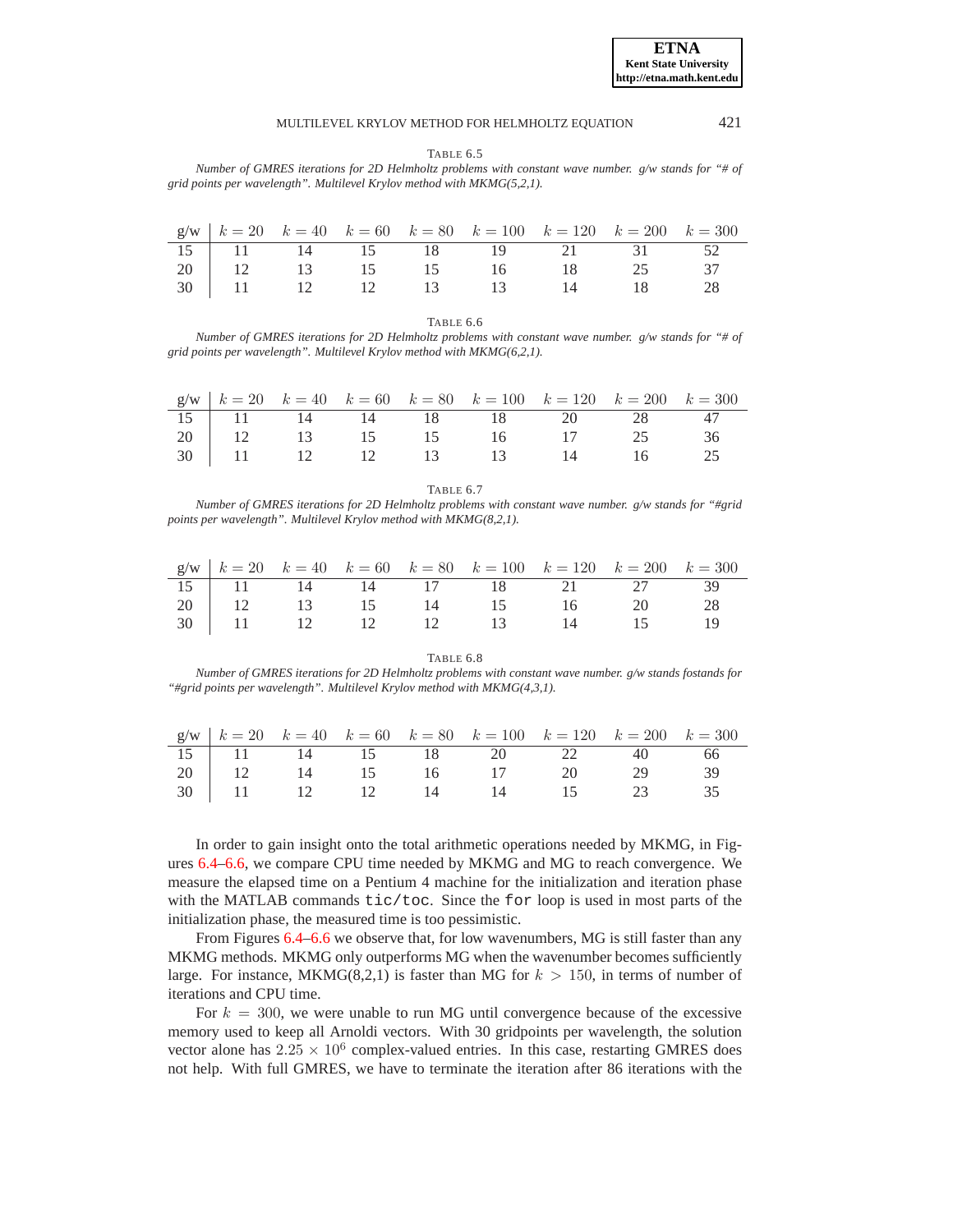TABLE 6.5

*Number of GMRES iterations for 2D Helmholtz problems with constant wave number. g/w stands for "# of grid points per wavelength". Multilevel Krylov method with MKMG(5,2,1).*

| g/w | $k = 20$ | $k = 40$ | $k = 60$ | $k = 80$ | $k = 100$ | $k = 120$ | $k = 200$ | $k = 300$ |
|---|---|---|---|---|---|---|---|---|
| 15 | 11 | 14 | 15 | 18 | 19 | 21 | 31 | 52 |
| 20 | 12 | 13 | 15 | 15 | 16 | 18 | 25 | 37 |
| 30 | 11 | 12 | 12 | 13 | 13 | 14 | 18 | 28 |

TABLE 6.6

*Number of GMRES iterations for 2D Helmholtz problems with constant wave number. g/w stands for "# of grid points per wavelength". Multilevel Krylov method with MKMG(6,2,1).*

| g/w | $k = 20$ | $k = 40$ | $k = 60$ | $k = 80$ | $k = 100$ | $k = 120$ | $k = 200$ | $k = 300$ |
|---|---|---|---|---|---|---|---|---|
| 15 | 11 | 14 | 14 | 18 | 18 | 20 | 28 | 47 |
| 20 | 12 | 13 | 15 | 15 | 16 | 17 | 25 | 36 |
| 30 | 11 | 12 | 12 | 13 | 13 | 14 | 16 | 25 |

TABLE 6.7

*Number of GMRES iterations for 2D Helmholtz problems with constant wave number. g/w stands for "#grid points per wavelength". Multilevel Krylov method with MKMG(8,2,1).*

| g/w | $k = 20$ | $k = 40$ | $k = 60$ | $k = 80$ | $k = 100$ | $k = 120$ | $k = 200$ | $k = 300$ |
|---|---|---|---|---|---|---|---|---|
| 15 | 11 | 14 | 14 | 17 | 18 | 21 | 27 | 39 |
| 20 | 12 | 13 | 15 | 14 | 15 | 16 | 20 | 28 |
| 30 | 11 | 12 | 12 | 12 | 13 | 14 | 15 | 19 |

TABLE 6.8

*Number of GMRES iterations for 2D Helmholtz problems with constant wave number. g/w stands fostands for "#grid points per wavelength". Multilevel Krylov method with MKMG(4,3,1).*

| g/w | $k = 20$ | $k = 40$ | $k = 60$ | $k = 80$ | $k = 100$ | $k = 120$ | $k = 200$ | $k = 300$ |
|---|---|---|---|---|---|---|---|---|
| 15 | 11 | 14 | 15 | 18 | 20 | 22 | 40 | 66 |
| 20 | 12 | 14 | 15 | 16 | 17 | 20 | 29 | 39 |
| 30 | 11 | 12 | 12 | 14 | 14 | 15 | 23 | 35 |

In order to gain insight onto the total arithmetic operations needed by MKMG, in Figures 6.4–6.6, we compare CPU time needed by MKMG and MG to reach convergence. We measure the elapsed time on a Pentium 4 machine for the initialization and iteration phase with the MATLAB commands `tic/toc`. Since the `for` loop is used in most parts of the initialization phase, the measured time is too pessimistic.

From Figures 6.4–6.6 we observe that, for low wavenumbers, MG is still faster than any MKMG methods. MKMG only outperforms MG when the wavenumber becomes sufficiently large. For instance, MKMG(8,2,1) is faster than MG for $k > 150$, in terms of number of iterations and CPU time.

For $k = 300$, we were unable to run MG until convergence because of the excessive memory used to keep all Arnoldi vectors. With 30 gridpoints per wavelength, the solution vector alone has $2.25 \times 10^6$ complex-valued entries. In this case, restarting GMRES does not help. With full GMRES, we have to terminate the iteration after 86 iterations with the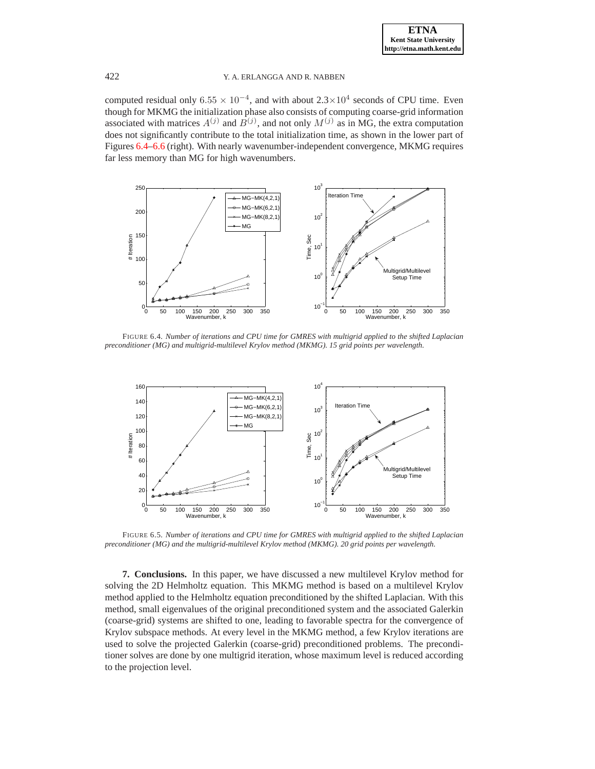computed residual only $6.55 \times 10^{-4}$, and with about $2.3\times 10^{4}$ seconds of CPU time. Even though for MKMG the initialization phase also consists of computing coarse-grid information associated with matrices $A^{(j)}$ and $B^{(j)}$, and not only $M^{(j)}$ as in MG, the extra computation does not significantly contribute to the total initialization time, as shown in the lower part of Figures 6.4–6.6 (right). With nearly wavenumber-independent convergence, MKMG requires far less memory than MG for high wavenumbers.

FIGURE 6.4. *Number of iterations and CPU time for GMRES with multigrid applied to the shifted Laplacian preconditioner (MG) and multigrid-multilevel Krylov method (MKMG). 15 grid points per wavelength.*

FIGURE 6.5. *Number of iterations and CPU time for GMRES with multigrid applied to the shifted Laplacian preconditioner (MG) and the multigrid-multilevel Krylov method (MKMG). 20 grid points per wavelength.*

**7. Conclusions.** In this paper, we have discussed a new multilevel Krylov method for solving the 2D Helmholtz equation. This MKMG method is based on a multilevel Krylov method applied to the Helmholtz equation preconditioned by the shifted Laplacian. With this method, small eigenvalues of the original preconditioned system and the associated Galerkin (coarse-grid) systems are shifted to one, leading to favorable spectra for the convergence of Krylov subspace methods. At every level in the MKMG method, a few Krylov iterations are used to solve the projected Galerkin (coarse-grid) preconditioned problems. The preconditioner solves are done by one multigrid iteration, whose maximum level is reduced according to the projection level.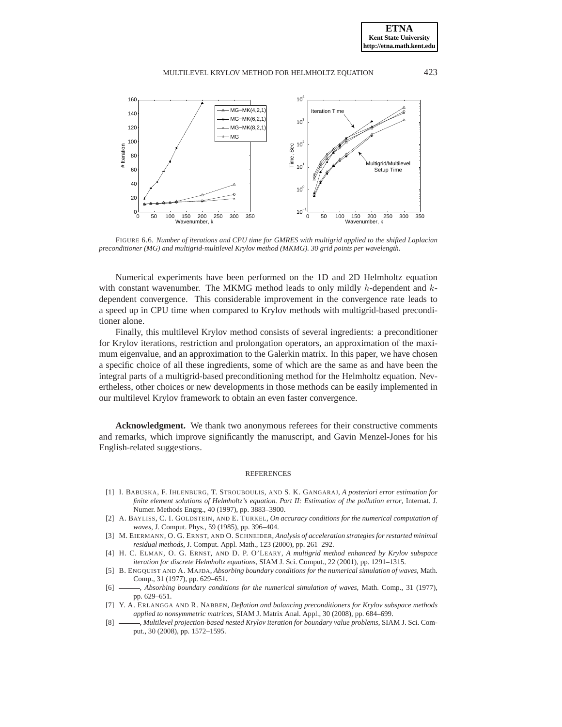FIGURE 6.6. *Number of iterations and CPU time for GMRES with multigrid applied to the shifted Laplacian preconditioner (MG) and multigrid-multilevel Krylov method (MKMG). 30 grid points per wavelength.*

Numerical experiments have been performed on the 1D and 2D Helmholtz equation with constant wavenumber. The MKMG method leads to only mildly $h$-dependent and $k$-dependent convergence. This considerable improvement in the convergence rate leads to a speed up in CPU time when compared to Krylov methods with multigrid-based preconditioner alone.

Finally, this multilevel Krylov method consists of several ingredients: a preconditioner for Krylov iterations, restriction and prolongation operators, an approximation of the maximum eigenvalue, and an approximation to the Galerkin matrix. In this paper, we have chosen a specific choice of all these ingredients, some of which are the same as and have been the integral parts of a multigrid-based preconditioning method for the Helmholtz equation. Nevertheless, other choices or new developments in those methods can be easily implemented in our multilevel Krylov framework to obtain an even faster convergence.

**Acknowledgment.** We thank two anonymous referees for their constructive comments and remarks, which improve significantly the manuscript, and Gavin Menzel-Jones for his English-related suggestions.

## REFERENCES

[1] I. Babuska, F. Ihlenburg, T. Strouboulis, and S. K. Gangaraj, *A posteriori error estimation for finite element solutions of Helmholtz's equation. Part II: Estimation of the pollution error*, Internat. J. Numer. Methods Engrg., 40 (1997), pp. 3883–3900.

[2] A. Bayliss, C. I. Goldstein, and E. Turkel, *On accuracy conditions for the numerical computation of waves*, J. Comput. Phys., 59 (1985), pp. 396–404.

[3] M. Eiermann, O. G. Ernst, and O. Schneider, *Analysis of acceleration strategies for restarted minimal residual methods*, J. Comput. Appl. Math., 123 (2000), pp. 261–292.

[4] H. C. Elman, O. G. Ernst, and D. P. O'Leary, *A multigrid method enhanced by Krylov subspace iteration for discrete Helmholtz equations*, SIAM J. Sci. Comput., 22 (2001), pp. 1291–1315.

[5] B. Engquist and A. Majda, *Absorbing boundary conditions for the numerical simulation of waves*, Math. Comp., 31 (1977), pp. 629–651.

[6] ———, *Absorbing boundary conditions for the numerical simulation of waves*, Math. Comp., 31 (1977), pp. 629–651.

[7] Y. A. Erlangga and R. Nabben, *Deflation and balancing preconditioners for Krylov subspace methods applied to nonsymmetric matrices*, SIAM J. Matrix Anal. Appl., 30 (2008), pp. 684–699.

[8] ———, *Multilevel projection-based nested Krylov iteration for boundary value problems*, SIAM J. Sci. Comput., 30 (2008), pp. 1572–1595.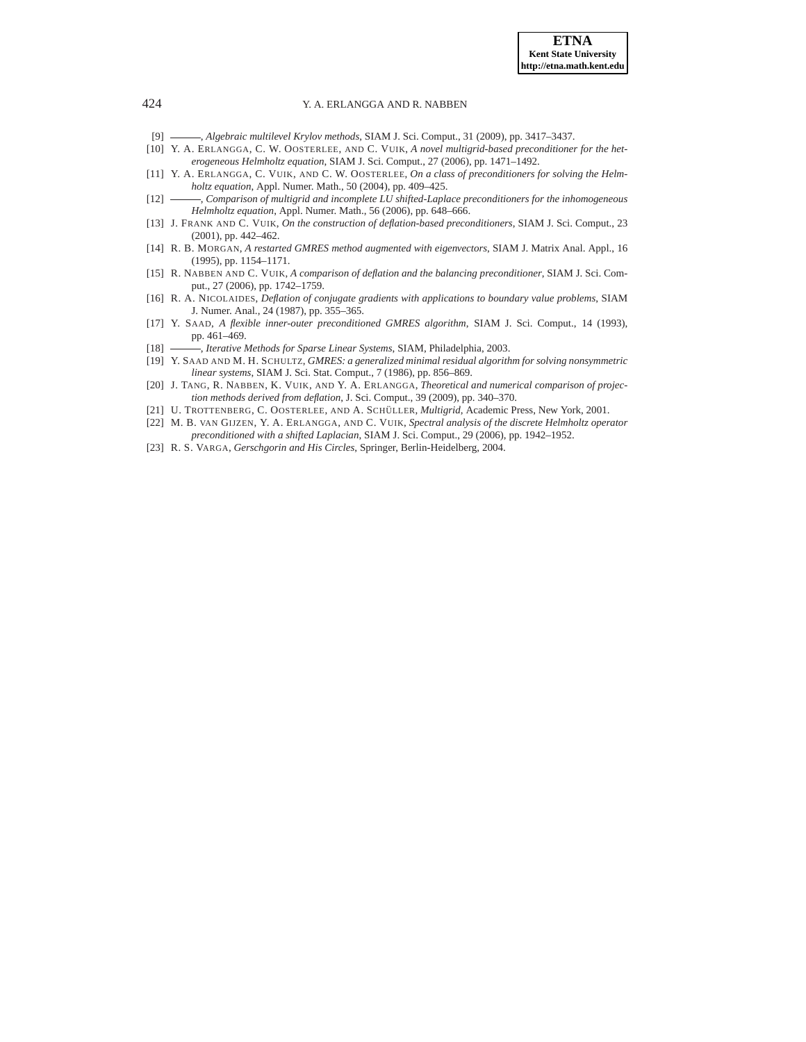[9] ———, *Algebraic multilevel Krylov methods*, SIAM J. Sci. Comput., 31 (2009), pp. 3417–3437.

[10] Y. A. ERLANGGA, C. W. OOSTERLEE, AND C. VUIK, *A novel multigrid-based preconditioner for the heterogeneous Helmholtz equation*, SIAM J. Sci. Comput., 27 (2006), pp. 1471–1492.

[11] Y. A. ERLANGGA, C. VUIK, AND C. W. OOSTERLEE, *On a class of preconditioners for solving the Helmholtz equation*, Appl. Numer. Math., 50 (2004), pp. 409–425.

[12] ———, *Comparison of multigrid and incomplete LU shifted-Laplace preconditioners for the inhomogeneous Helmholtz equation*, Appl. Numer. Math., 56 (2006), pp. 648–666.

[13] J. FRANK AND C. VUIK, *On the construction of deflation-based preconditioners*, SIAM J. Sci. Comput., 23 (2001), pp. 442–462.

[14] R. B. MORGAN, *A restarted GMRES method augmented with eigenvectors*, SIAM J. Matrix Anal. Appl., 16 (1995), pp. 1154–1171.

[15] R. NABBEN AND C. VUIK, *A comparison of deflation and the balancing preconditioner*, SIAM J. Sci. Comput., 27 (2006), pp. 1742–1759.

[16] R. A. NICOLAIDES, *Deflation of conjugate gradients with applications to boundary value problems*, SIAM J. Numer. Anal., 24 (1987), pp. 355–365.

[17] Y. SAAD, *A flexible inner-outer preconditioned GMRES algorithm*, SIAM J. Sci. Comput., 14 (1993), pp. 461–469.

[18] ———, *Iterative Methods for Sparse Linear Systems*, SIAM, Philadelphia, 2003.

[19] Y. SAAD AND M. H. SCHULTZ, *GMRES: a generalized minimal residual algorithm for solving nonsymmetric linear systems*, SIAM J. Sci. Stat. Comput., 7 (1986), pp. 856–869.

[20] J. TANG, R. NABBEN, K. VUIK, AND Y. A. ERLANGGA, *Theoretical and numerical comparison of projection methods derived from deflation*, J. Sci. Comput., 39 (2009), pp. 340–370.

[21] U. TROTTENBERG, C. OOSTERLEE, AND A. SCHÜLLER, *Multigrid*, Academic Press, New York, 2001.

[22] M. B. VAN GIJZEN, Y. A. ERLANGGA, AND C. VUIK, *Spectral analysis of the discrete Helmholtz operator preconditioned with a shifted Laplacian*, SIAM J. Sci. Comput., 29 (2006), pp. 1942–1952.

[23] R. S. VARGA, *Gerschgorin and His Circles*, Springer, Berlin-Heidelberg, 2004.